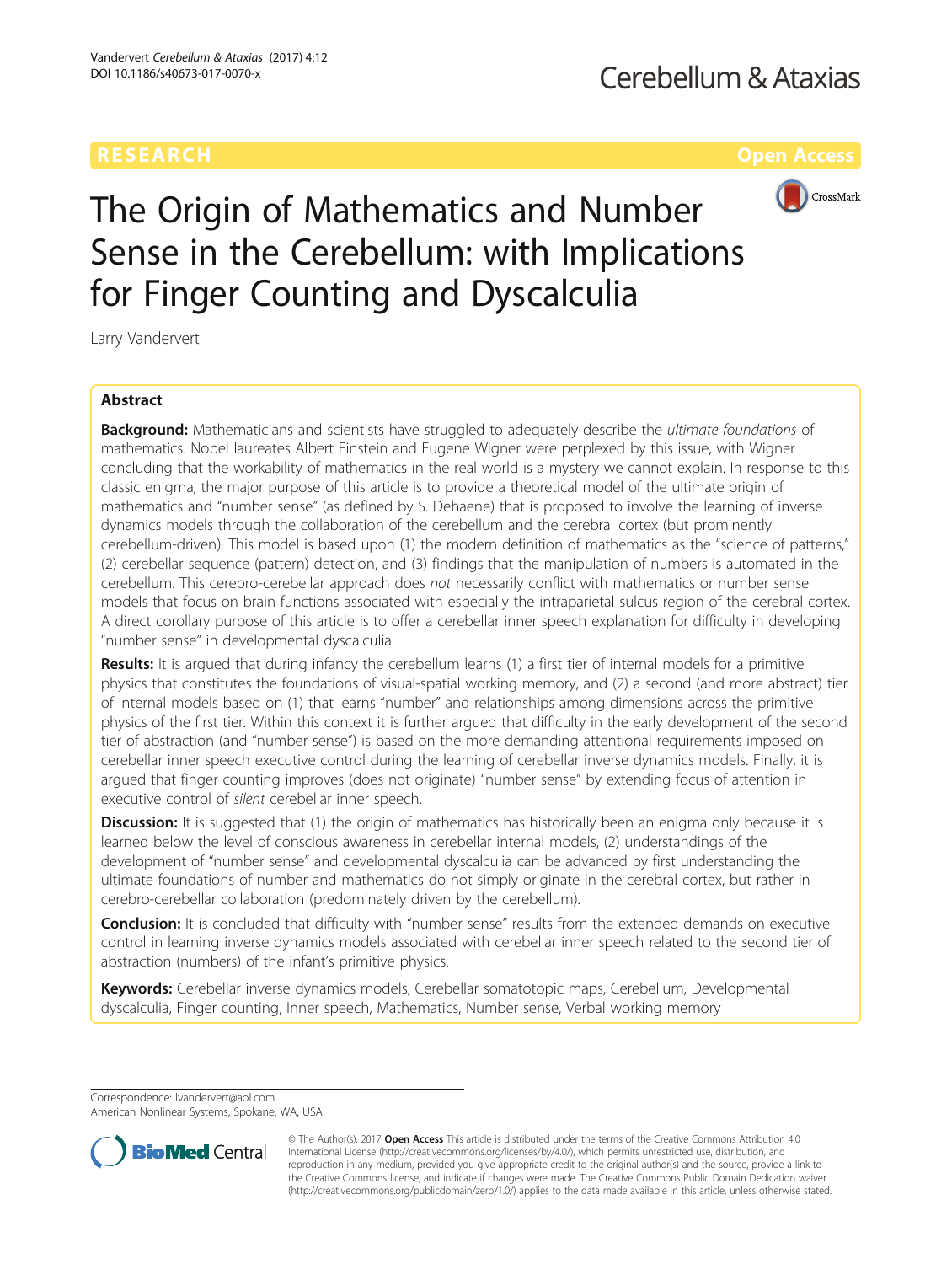RESEARCH

Open Access

# The Origin of Mathematics and Number Sense in the Cerebellum: with Implications for Finger Counting and Dyscalculia

Larry Vandervert

## Abstract

**Background:** Mathematicians and scientists have struggled to adequately describe the *ultimate foundations* of mathematics. Nobel laureates Albert Einstein and Eugene Wigner were perplexed by this issue, with Wigner concluding that the workability of mathematics in the real world is a mystery we cannot explain. In response to this classic enigma, the major purpose of this article is to provide a theoretical model of the ultimate origin of mathematics and "number sense" (as defined by S. Dehaene) that is proposed to involve the learning of inverse dynamics models through the collaboration of the cerebellum and the cerebral cortex (but prominently cerebellum-driven). This model is based upon (1) the modern definition of mathematics as the "science of patterns," (2) cerebellar sequence (pattern) detection, and (3) findings that the manipulation of numbers is automated in the cerebellum. This cerebro-cerebellar approach does *not* necessarily conflict with mathematics or number sense models that focus on brain functions associated with especially the intraparietal sulcus region of the cerebral cortex. A direct corollary purpose of this article is to offer a cerebellar inner speech explanation for difficulty in developing "number sense" in developmental dyscalculia.

**Results:** It is argued that during infancy the cerebellum learns (1) a first tier of internal models for a primitive physics that constitutes the foundations of visual-spatial working memory, and (2) a second (and more abstract) tier of internal models based on (1) that learns "number" and relationships among dimensions across the primitive physics of the first tier. Within this context it is further argued that difficulty in the early development of the second tier of abstraction (and "number sense") is based on the more demanding attentional requirements imposed on cerebellar inner speech executive control during the learning of cerebellar inverse dynamics models. Finally, it is argued that finger counting improves (does not originate) "number sense" by extending focus of attention in executive control of *silent* cerebellar inner speech.

**Discussion:** It is suggested that (1) the origin of mathematics has historically been an enigma only because it is learned below the level of conscious awareness in cerebellar internal models, (2) understandings of the development of "number sense" and developmental dyscalculia can be advanced by first understanding the ultimate foundations of number and mathematics do not simply originate in the cerebral cortex, but rather in cerebro-cerebellar collaboration (predominately driven by the cerebellum).

**Conclusion:** It is concluded that difficulty with "number sense" results from the extended demands on executive control in learning inverse dynamics models associated with cerebellar inner speech related to the second tier of abstraction (numbers) of the infant's primitive physics.

**Keywords:** Cerebellar inverse dynamics models, Cerebellar somatotopic maps, Cerebellum, Developmental dyscalculia, Finger counting, Inner speech, Mathematics, Number sense, Verbal working memory

Correspondence: lvandervert@aol.com
American Nonlinear Systems, Spokane, WA, USA

© The Author(s). 2017 **Open Access** This article is distributed under the terms of the Creative Commons Attribution 4.0 International License (http://creativecommons.org/licenses/by/4.0/), which permits unrestricted use, distribution, and reproduction in any medium, provided you give appropriate credit to the original author(s) and the source, provide a link to the Creative Commons license, and indicate if changes were made. The Creative Commons Public Domain Dedication waiver (http://creativecommons.org/publicdomain/zero/1.0/) applies to the data made available in this article, unless otherwise stated.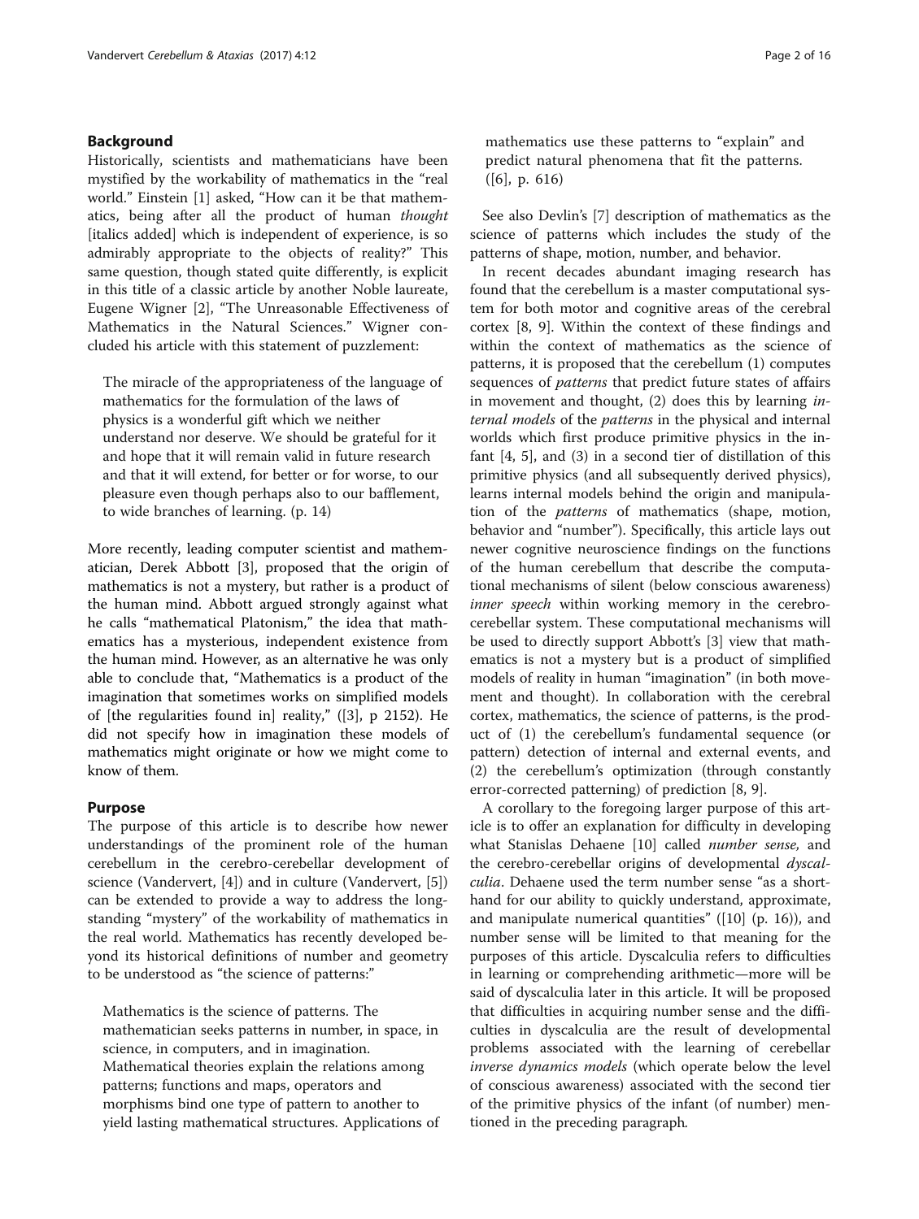## Background

Historically, scientists and mathematicians have been mystified by the workability of mathematics in the "real world." Einstein [1] asked, "How can it be that mathematics, being after all the product of human *thought* [italics added] which is independent of experience, is so admirably appropriate to the objects of reality?" This same question, though stated quite differently, is explicit in this title of a classic article by another Noble laureate, Eugene Wigner [2], "The Unreasonable Effectiveness of Mathematics in the Natural Sciences." Wigner concluded his article with this statement of puzzlement:

> The miracle of the appropriateness of the language of mathematics for the formulation of the laws of physics is a wonderful gift which we neither understand nor deserve. We should be grateful for it and hope that it will remain valid in future research and that it will extend, for better or for worse, to our pleasure even though perhaps also to our bafflement, to wide branches of learning. (p. 14)

More recently, leading computer scientist and mathematician, Derek Abbott [3], proposed that the origin of mathematics is not a mystery, but rather is a product of the human mind. Abbott argued strongly against what he calls "mathematical Platonism," the idea that mathematics has a mysterious, independent existence from the human mind. However, as an alternative he was only able to conclude that, "Mathematics is a product of the imagination that sometimes works on simplified models of [the regularities found in] reality," ([3], p 2152). He did not specify how in imagination these models of mathematics might originate or how we might come to know of them.

## Purpose

The purpose of this article is to describe how newer understandings of the prominent role of the human cerebellum in the cerebro-cerebellar development of science (Vandervert, [4]) and in culture (Vandervert, [5]) can be extended to provide a way to address the long-standing "mystery" of the workability of mathematics in the real world. Mathematics has recently developed beyond its historical definitions of number and geometry to be understood as "the science of patterns:"

> Mathematics is the science of patterns. The mathematician seeks patterns in number, in space, in science, in computers, and in imagination. Mathematical theories explain the relations among patterns; functions and maps, operators and morphisms bind one type of pattern to another to yield lasting mathematical structures. Applications of mathematics use these patterns to "explain" and predict natural phenomena that fit the patterns. ([6], p. 616)

See also Devlin's [7] description of mathematics as the science of patterns which includes the study of the patterns of shape, motion, number, and behavior.

In recent decades abundant imaging research has found that the cerebellum is a master computational system for both motor and cognitive areas of the cerebral cortex [8, 9]. Within the context of these findings and within the context of mathematics as the science of patterns, it is proposed that the cerebellum (1) computes sequences of *patterns* that predict future states of affairs in movement and thought, (2) does this by learning *internal models* of the *patterns* in the physical and internal worlds which first produce primitive physics in the infant [4, 5], and (3) in a second tier of distillation of this primitive physics (and all subsequently derived physics), learns internal models behind the origin and manipulation of the *patterns* of mathematics (shape, motion, behavior and "number"). Specifically, this article lays out newer cognitive neuroscience findings on the functions of the human cerebellum that describe the computational mechanisms of silent (below conscious awareness) *inner speech* within working memory in the cerebro-cerebellar system. These computational mechanisms will be used to directly support Abbott's [3] view that mathematics is not a mystery but is a product of simplified models of reality in human "imagination" (in both movement and thought). In collaboration with the cerebral cortex, mathematics, the science of patterns, is the product of (1) the cerebellum's fundamental sequence (or pattern) detection of internal and external events, and (2) the cerebellum's optimization (through constantly error-corrected patterning) of prediction [8, 9].

A corollary to the foregoing larger purpose of this article is to offer an explanation for difficulty in developing what Stanislas Dehaene [10] called *number sense,* and the cerebro-cerebellar origins of developmental *dyscalculia*. Dehaene used the term number sense "as a shorthand for our ability to quickly understand, approximate, and manipulate numerical quantities" ([10] (p. 16)), and number sense will be limited to that meaning for the purposes of this article. Dyscalculia refers to difficulties in learning or comprehending arithmetic—more will be said of dyscalculia later in this article. It will be proposed that difficulties in acquiring number sense and the difficulties in dyscalculia are the result of developmental problems associated with the learning of cerebellar *inverse dynamics models* (which operate below the level of conscious awareness) associated with the second tier of the primitive physics of the infant (of number) mentioned in the preceding paragraph.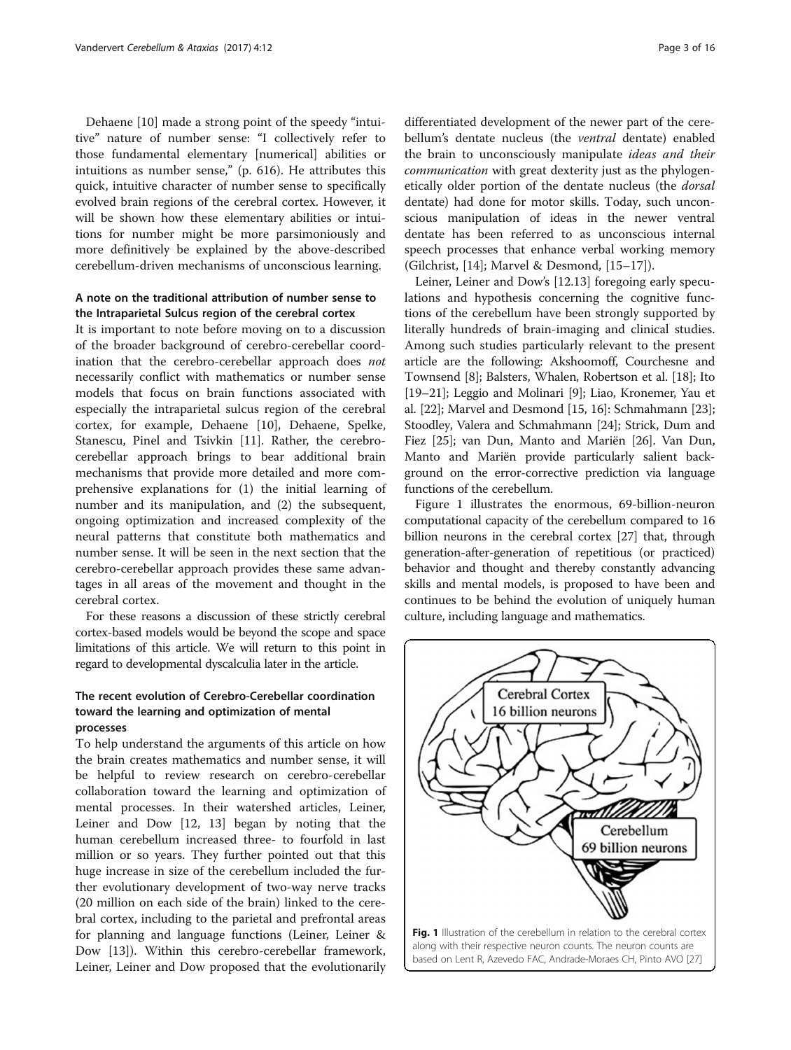Dehaene [10] made a strong point of the speedy "intuitive" nature of number sense: "I collectively refer to those fundamental elementary [numerical] abilities or intuitions as number sense," (p. 616). He attributes this quick, intuitive character of number sense to specifically evolved brain regions of the cerebral cortex. However, it will be shown how these elementary abilities or intuitions for number might be more parsimoniously and more definitively be explained by the above-described cerebellum-driven mechanisms of unconscious learning.

### A note on the traditional attribution of number sense to the Intraparietal Sulcus region of the cerebral cortex

It is important to note before moving on to a discussion of the broader background of cerebro-cerebellar coordination that the cerebro-cerebellar approach does *not* necessarily conflict with mathematics or number sense models that focus on brain functions associated with especially the intraparietal sulcus region of the cerebral cortex, for example, Dehaene [10], Dehaene, Spelke, Stanescu, Pinel and Tsivkin [11]. Rather, the cerebro-cerebellar approach brings to bear additional brain mechanisms that provide more detailed and more comprehensive explanations for (1) the initial learning of number and its manipulation, and (2) the subsequent, ongoing optimization and increased complexity of the neural patterns that constitute both mathematics and number sense. It will be seen in the next section that the cerebro-cerebellar approach provides these same advantages in all areas of the movement and thought in the cerebral cortex.

For these reasons a discussion of these strictly cerebral cortex-based models would be beyond the scope and space limitations of this article. We will return to this point in regard to developmental dyscalculia later in the article.

### The recent evolution of Cerebro-Cerebellar coordination toward the learning and optimization of mental processes

To help understand the arguments of this article on how the brain creates mathematics and number sense, it will be helpful to review research on cerebro-cerebellar collaboration toward the learning and optimization of mental processes. In their watershed articles, Leiner, Leiner and Dow [12, 13] began by noting that the human cerebellum increased three- to fourfold in last million or so years. They further pointed out that this huge increase in size of the cerebellum included the further evolutionary development of two-way nerve tracks (20 million on each side of the brain) linked to the cerebral cortex, including to the parietal and prefrontal areas for planning and language functions (Leiner, Leiner & Dow [13]). Within this cerebro-cerebellar framework, Leiner, Leiner and Dow proposed that the evolutionarily differentiated development of the newer part of the cerebellum's dentate nucleus (the *ventral* dentate) enabled the brain to unconsciously manipulate *ideas and their communication* with great dexterity just as the phylogenetically older portion of the dentate nucleus (the *dorsal* dentate) had done for motor skills. Today, such unconscious manipulation of ideas in the newer ventral dentate has been referred to as unconscious internal speech processes that enhance verbal working memory (Gilchrist, [14]; Marvel & Desmond, [15–17]).

Leiner, Leiner and Dow's [12.13] foregoing early speculations and hypothesis concerning the cognitive functions of the cerebellum have been strongly supported by literally hundreds of brain-imaging and clinical studies. Among such studies particularly relevant to the present article are the following: Akshoomoff, Courchesne and Townsend [8]; Balsters, Whalen, Robertson et al. [18]; Ito [19–21]; Leggio and Molinari [9]; Liao, Kronemer, Yau et al. [22]; Marvel and Desmond [15, 16]: Schmahmann [23]; Stoodley, Valera and Schmahmann [24]; Strick, Dum and Fiez [25]; van Dun, Manto and Mariën [26]. Van Dun, Manto and Mariën provide particularly salient background on the error-corrective prediction via language functions of the cerebellum.

Figure 1 illustrates the enormous, 69-billion-neuron computational capacity of the cerebellum compared to 16 billion neurons in the cerebral cortex [27] that, through generation-after-generation of repetitious (or practiced) behavior and thought and thereby constantly advancing skills and mental models, is proposed to have been and continues to be behind the evolution of uniquely human culture, including language and mathematics.

Cerebral Cortex 16 billion neurons

Cerebellum 69 billion neurons

**Fig. 1** Illustration of the cerebellum in relation to the cerebral cortex along with their respective neuron counts. The neuron counts are based on Lent R, Azevedo FAC, Andrade-Moraes CH, Pinto AVO [27]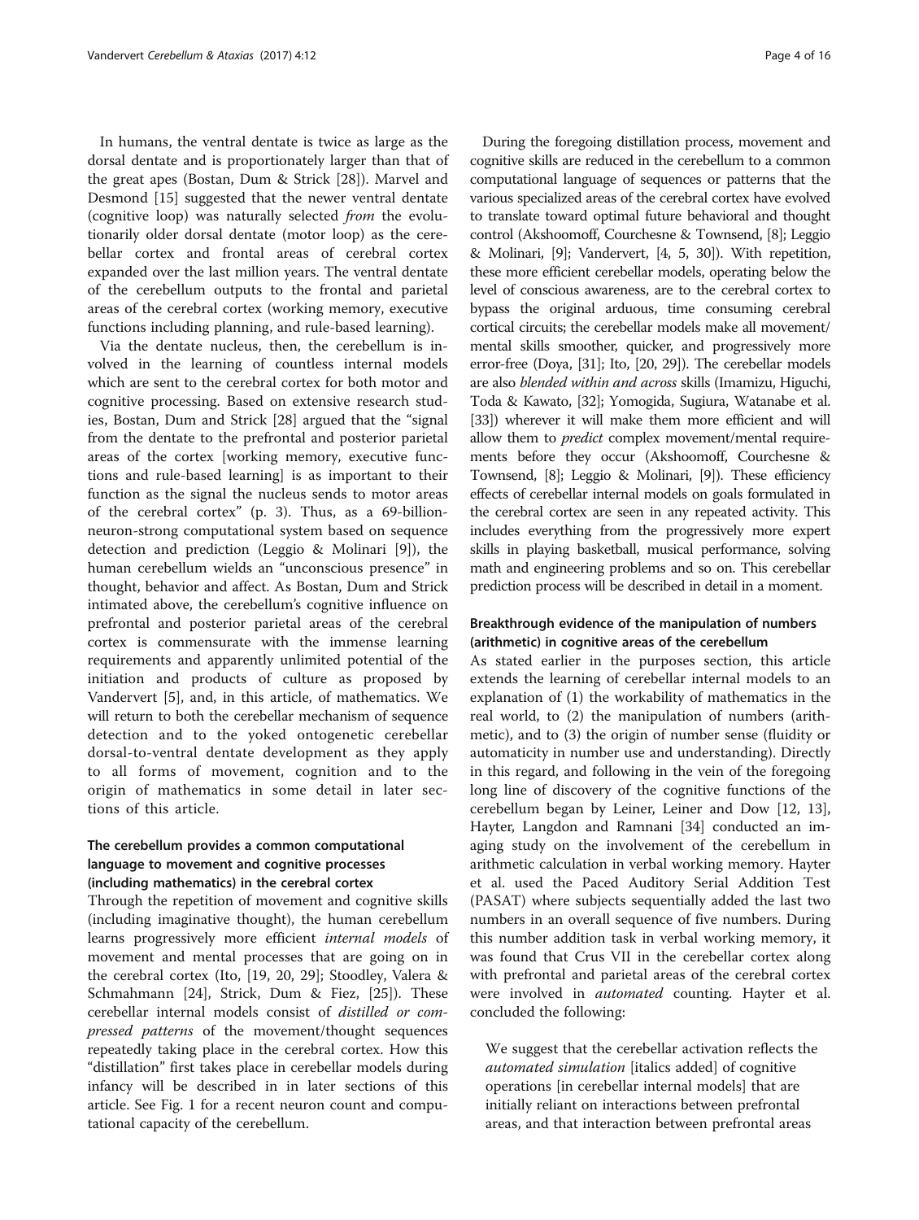In humans, the ventral dentate is twice as large as the dorsal dentate and is proportionately larger than that of the great apes (Bostan, Dum & Strick [28]). Marvel and Desmond [15] suggested that the newer ventral dentate (cognitive loop) was naturally selected *from* the evolutionarily older dorsal dentate (motor loop) as the cerebellar cortex and frontal areas of cerebral cortex expanded over the last million years. The ventral dentate of the cerebellum outputs to the frontal and parietal areas of the cerebral cortex (working memory, executive functions including planning, and rule-based learning).

Via the dentate nucleus, then, the cerebellum is involved in the learning of countless internal models which are sent to the cerebral cortex for both motor and cognitive processing. Based on extensive research studies, Bostan, Dum and Strick [28] argued that the "signal from the dentate to the prefrontal and posterior parietal areas of the cortex [working memory, executive functions and rule-based learning] is as important to their function as the signal the nucleus sends to motor areas of the cerebral cortex" (p. 3). Thus, as a 69-billion-neuron-strong computational system based on sequence detection and prediction (Leggio & Molinari [9]), the human cerebellum wields an "unconscious presence" in thought, behavior and affect. As Bostan, Dum and Strick intimated above, the cerebellum's cognitive influence on prefrontal and posterior parietal areas of the cerebral cortex is commensurate with the immense learning requirements and apparently unlimited potential of the initiation and products of culture as proposed by Vandervert [5], and, in this article, of mathematics. We will return to both the cerebellar mechanism of sequence detection and to the yoked ontogenetic cerebellar dorsal-to-ventral dentate development as they apply to all forms of movement, cognition and to the origin of mathematics in some detail in later sections of this article.

## The cerebellum provides a common computational language to movement and cognitive processes (including mathematics) in the cerebral cortex

Through the repetition of movement and cognitive skills (including imaginative thought), the human cerebellum learns progressively more efficient *internal models* of movement and mental processes that are going on in the cerebral cortex (Ito, [19, 20, 29]; Stoodley, Valera & Schmahmann [24], Strick, Dum & Fiez, [25]). These cerebellar internal models consist of *distilled or compressed patterns* of the movement/thought sequences repeatedly taking place in the cerebral cortex. How this "distillation" first takes place in cerebellar models during infancy will be described in in later sections of this article. See Fig. 1 for a recent neuron count and computational capacity of the cerebellum.

During the foregoing distillation process, movement and cognitive skills are reduced in the cerebellum to a common computational language of sequences or patterns that the various specialized areas of the cerebral cortex have evolved to translate toward optimal future behavioral and thought control (Akshoomoff, Courchesne & Townsend, [8]; Leggio & Molinari, [9]; Vandervert, [4, 5, 30]). With repetition, these more efficient cerebellar models, operating below the level of conscious awareness, are to the cerebral cortex to bypass the original arduous, time consuming cerebral cortical circuits; the cerebellar models make all movement/mental skills smoother, quicker, and progressively more error-free (Doya, [31]; Ito, [20, 29]). The cerebellar models are also *blended within and across* skills (Imamizu, Higuchi, Toda & Kawato, [32]; Yomogida, Sugiura, Watanabe et al. [33]) wherever it will make them more efficient and will allow them to *predict* complex movement/mental requirements before they occur (Akshoomoff, Courchesne & Townsend, [8]; Leggio & Molinari, [9]). These efficiency effects of cerebellar internal models on goals formulated in the cerebral cortex are seen in any repeated activity. This includes everything from the progressively more expert skills in playing basketball, musical performance, solving math and engineering problems and so on. This cerebellar prediction process will be described in detail in a moment.

## Breakthrough evidence of the manipulation of numbers (arithmetic) in cognitive areas of the cerebellum

As stated earlier in the purposes section, this article extends the learning of cerebellar internal models to an explanation of (1) the workability of mathematics in the real world, to (2) the manipulation of numbers (arithmetic), and to (3) the origin of number sense (fluidity or automaticity in number use and understanding). Directly in this regard, and following in the vein of the foregoing long line of discovery of the cognitive functions of the cerebellum began by Leiner, Leiner and Dow [12, 13], Hayter, Langdon and Ramnani [34] conducted an imaging study on the involvement of the cerebellum in arithmetic calculation in verbal working memory. Hayter et al. used the Paced Auditory Serial Addition Test (PASAT) where subjects sequentially added the last two numbers in an overall sequence of five numbers. During this number addition task in verbal working memory, it was found that Crus VII in the cerebellar cortex along with prefrontal and parietal areas of the cerebral cortex were involved in *automated* counting. Hayter et al. concluded the following:

> We suggest that the cerebellar activation reflects the *automated simulation* [italics added] of cognitive operations [in cerebellar internal models] that are initially reliant on interactions between prefrontal areas, and that interaction between prefrontal areas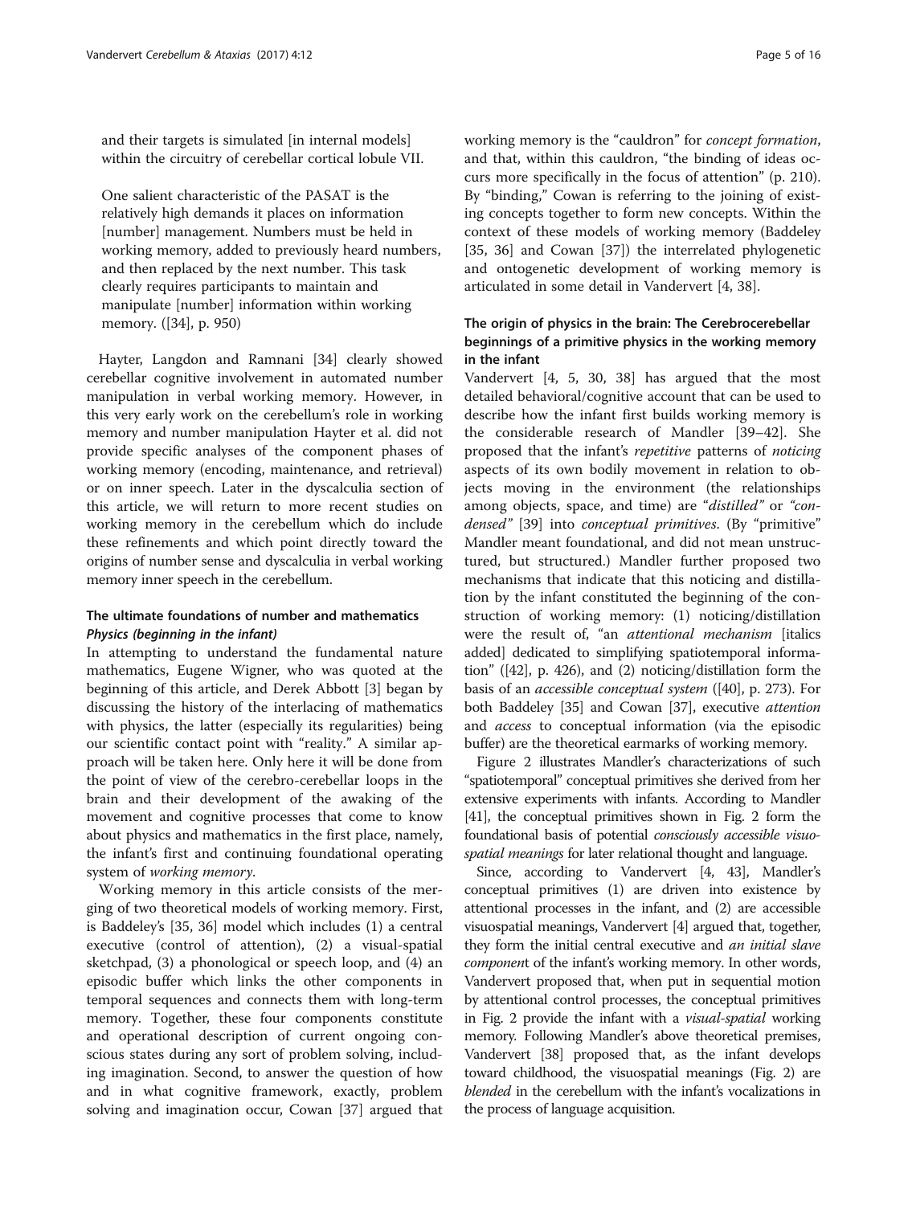and their targets is simulated [in internal models] within the circuitry of cerebellar cortical lobule VII.

One salient characteristic of the PASAT is the relatively high demands it places on information [number] management. Numbers must be held in working memory, added to previously heard numbers, and then replaced by the next number. This task clearly requires participants to maintain and manipulate [number] information within working memory. ([34], p. 950)

Hayter, Langdon and Ramnani [34] clearly showed cerebellar cognitive involvement in automated number manipulation in verbal working memory. However, in this very early work on the cerebellum's role in working memory and number manipulation Hayter et al. did not provide specific analyses of the component phases of working memory (encoding, maintenance, and retrieval) or on inner speech. Later in the dyscalculia section of this article, we will return to more recent studies on working memory in the cerebellum which do include these refinements and which point directly toward the origins of number sense and dyscalculia in verbal working memory inner speech in the cerebellum.

## The ultimate foundations of number and mathematics

### *Physics (beginning in the infant)*

In attempting to understand the fundamental nature mathematics, Eugene Wigner, who was quoted at the beginning of this article, and Derek Abbott [3] began by discussing the history of the interlacing of mathematics with physics, the latter (especially its regularities) being our scientific contact point with "reality." A similar approach will be taken here. Only here it will be done from the point of view of the cerebro-cerebellar loops in the brain and their development of the awaking of the movement and cognitive processes that come to know about physics and mathematics in the first place, namely, the infant's first and continuing foundational operating system of *working memory*.

Working memory in this article consists of the merging of two theoretical models of working memory. First, is Baddeley's [35, 36] model which includes (1) a central executive (control of attention), (2) a visual-spatial sketchpad, (3) a phonological or speech loop, and (4) an episodic buffer which links the other components in temporal sequences and connects them with long-term memory. Together, these four components constitute and operational description of current ongoing conscious states during any sort of problem solving, including imagination. Second, to answer the question of how and in what cognitive framework, exactly, problem solving and imagination occur, Cowan [37] argued that working memory is the "cauldron" for *concept formation*, and that, within this cauldron, "the binding of ideas occurs more specifically in the focus of attention" (p. 210). By "binding," Cowan is referring to the joining of existing concepts together to form new concepts. Within the context of these models of working memory (Baddeley [35, 36] and Cowan [37]) the interrelated phylogenetic and ontogenetic development of working memory is articulated in some detail in Vandervert [4, 38].

## The origin of physics in the brain: The Cerebrocerebellar beginnings of a primitive physics in the working memory in the infant

Vandervert [4, 5, 30, 38] has argued that the most detailed behavioral/cognitive account that can be used to describe how the infant first builds working memory is the considerable research of Mandler [39–42]. She proposed that the infant's *repetitive* patterns of *noticing* aspects of its own bodily movement in relation to objects moving in the environment (the relationships among objects, space, and time) are "*distilled"* or *"condensed"* [39] into *conceptual primitives*. (By "primitive" Mandler meant foundational, and did not mean unstructured, but structured.) Mandler further proposed two mechanisms that indicate that this noticing and distillation by the infant constituted the beginning of the construction of working memory: (1) noticing/distillation were the result of, "an *attentional mechanism* [italics added] dedicated to simplifying spatiotemporal information" ([42], p. 426), and (2) noticing/distillation form the basis of an *accessible conceptual system* ([40], p. 273). For both Baddeley [35] and Cowan [37], executive *attention* and *access* to conceptual information (via the episodic buffer) are the theoretical earmarks of working memory.

Figure 2 illustrates Mandler's characterizations of such "spatiotemporal" conceptual primitives she derived from her extensive experiments with infants. According to Mandler [41], the conceptual primitives shown in Fig. 2 form the foundational basis of potential *consciously accessible visuospatial meanings* for later relational thought and language.

Since, according to Vandervert [4, 43], Mandler's conceptual primitives (1) are driven into existence by attentional processes in the infant, and (2) are accessible visuospatial meanings, Vandervert [4] argued that, together, they form the initial central executive and *an initial slave component* of the infant's working memory. In other words, Vandervert proposed that, when put in sequential motion by attentional control processes, the conceptual primitives in Fig. 2 provide the infant with a *visual-spatial* working memory. Following Mandler's above theoretical premises, Vandervert [38] proposed that, as the infant develops toward childhood, the visuospatial meanings (Fig. 2) are *blended* in the cerebellum with the infant's vocalizations in the process of language acquisition.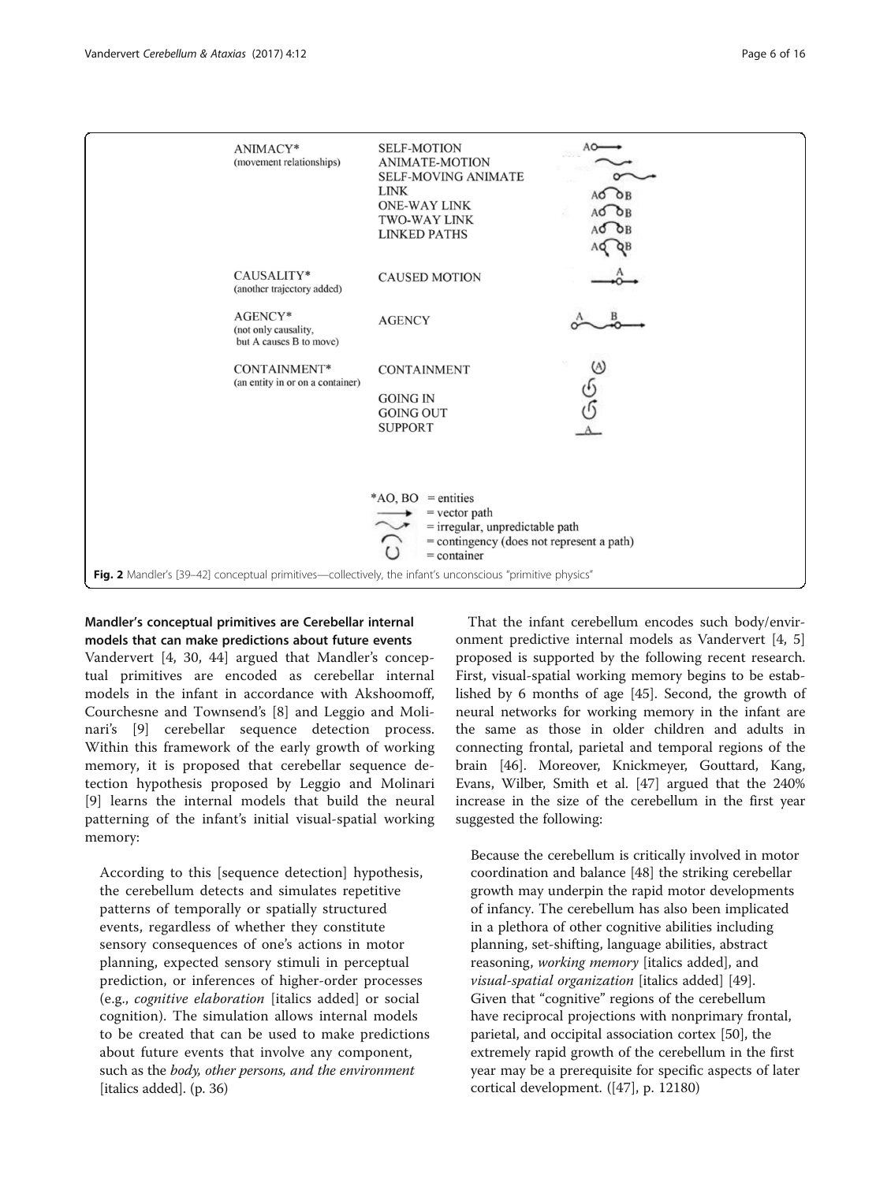| | | |
|---|---|---|
| ANIMACY* (movement relationships) | SELF-MOTION | AO⟶ |
| | ANIMATE-MOTION | |
| | SELF-MOVING ANIMATE | |
| | LINK | A B |
| | ONE-WAY LINK | A B |
| | TWO-WAY LINK | A B |
| | LINKED PATHS | A B |
| CAUSALITY* (another trajectory added) | CAUSED MOTION | A |
| AGENCY* (not only causality, but A causes B to move) | AGENCY | A B |
| CONTAINMENT* (an entity in or on a container) | CONTAINMENT | (A) |
| | GOING IN | |
| | GOING OUT | |
| | SUPPORT | A |

*AO, BO = entities
⟶ = vector path
= irregular, unpredictable path
= contingency (does not represent a path)
= container

**Fig. 2** Mandler's [39–42] conceptual primitives—collectively, the infant's unconscious "primitive physics"

### Mandler's conceptual primitives are Cerebellar internal models that can make predictions about future events

Vandervert [4, 30, 44] argued that Mandler's conceptual primitives are encoded as cerebellar internal models in the infant in accordance with Akshoomoff, Courchesne and Townsend's [8] and Leggio and Molinari's [9] cerebellar sequence detection process. Within this framework of the early growth of working memory, it is proposed that cerebellar sequence detection hypothesis proposed by Leggio and Molinari [9] learns the internal models that build the neural patterning of the infant's initial visual-spatial working memory:

> According to this [sequence detection] hypothesis, the cerebellum detects and simulates repetitive patterns of temporally or spatially structured events, regardless of whether they constitute sensory consequences of one's actions in motor planning, expected sensory stimuli in perceptual prediction, or inferences of higher-order processes (e.g., *cognitive elaboration* [italics added] or social cognition). The simulation allows internal models to be created that can be used to make predictions about future events that involve any component, such as the *body, other persons, and the environment* [italics added]. (p. 36)

That the infant cerebellum encodes such body/environment predictive internal models as Vandervert [4, 5] proposed is supported by the following recent research. First, visual-spatial working memory begins to be established by 6 months of age [45]. Second, the growth of neural networks for working memory in the infant are the same as those in older children and adults in connecting frontal, parietal and temporal regions of the brain [46]. Moreover, Knickmeyer, Gouttard, Kang, Evans, Wilber, Smith et al. [47] argued that the 240% increase in the size of the cerebellum in the first year suggested the following:

> Because the cerebellum is critically involved in motor coordination and balance [48] the striking cerebellar growth may underpin the rapid motor developments of infancy. The cerebellum has also been implicated in a plethora of other cognitive abilities including planning, set-shifting, language abilities, abstract reasoning, *working memory* [italics added], and *visual-spatial organization* [italics added] [49]. Given that "cognitive" regions of the cerebellum have reciprocal projections with nonprimary frontal, parietal, and occipital association cortex [50], the extremely rapid growth of the cerebellum in the first year may be a prerequisite for specific aspects of later cortical development. ([47], p. 12180)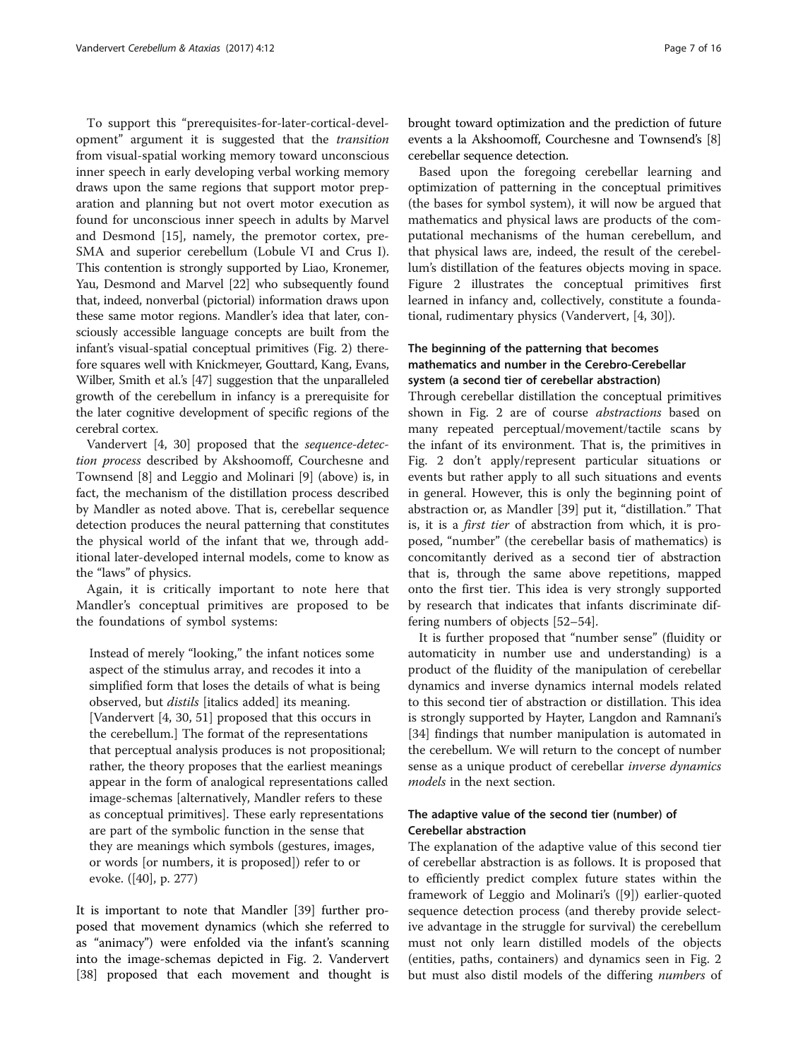To support this "prerequisites-for-later-cortical-development" argument it is suggested that the *transition* from visual-spatial working memory toward unconscious inner speech in early developing verbal working memory draws upon the same regions that support motor preparation and planning but not overt motor execution as found for unconscious inner speech in adults by Marvel and Desmond [15], namely, the premotor cortex, pre-SMA and superior cerebellum (Lobule VI and Crus I). This contention is strongly supported by Liao, Kronemer, Yau, Desmond and Marvel [22] who subsequently found that, indeed, nonverbal (pictorial) information draws upon these same motor regions. Mandler's idea that later, consciously accessible language concepts are built from the infant's visual-spatial conceptual primitives (Fig. 2) therefore squares well with Knickmeyer, Gouttard, Kang, Evans, Wilber, Smith et al.'s [47] suggestion that the unparalleled growth of the cerebellum in infancy is a prerequisite for the later cognitive development of specific regions of the cerebral cortex.

Vandervert [4, 30] proposed that the *sequence-detection process* described by Akshoomoff, Courchesne and Townsend [8] and Leggio and Molinari [9] (above) is, in fact, the mechanism of the distillation process described by Mandler as noted above. That is, cerebellar sequence detection produces the neural patterning that constitutes the physical world of the infant that we, through additional later-developed internal models, come to know as the "laws" of physics.

Again, it is critically important to note here that Mandler's conceptual primitives are proposed to be the foundations of symbol systems:

> Instead of merely "looking," the infant notices some aspect of the stimulus array, and recodes it into a simplified form that loses the details of what is being observed, but *distils* [italics added] its meaning. [Vandervert [4, 30, 51] proposed that this occurs in the cerebellum.] The format of the representations that perceptual analysis produces is not propositional; rather, the theory proposes that the earliest meanings appear in the form of analogical representations called image-schemas [alternatively, Mandler refers to these as conceptual primitives]. These early representations are part of the symbolic function in the sense that they are meanings which symbols (gestures, images, or words [or numbers, it is proposed]) refer to or evoke. ([40], p. 277)

It is important to note that Mandler [39] further proposed that movement dynamics (which she referred to as "animacy") were enfolded via the infant's scanning into the image-schemas depicted in Fig. 2. Vandervert [38] proposed that each movement and thought is brought toward optimization and the prediction of future events a la Akshoomoff, Courchesne and Townsend's [8] cerebellar sequence detection.

Based upon the foregoing cerebellar learning and optimization of patterning in the conceptual primitives (the bases for symbol system), it will now be argued that mathematics and physical laws are products of the computational mechanisms of the human cerebellum, and that physical laws are, indeed, the result of the cerebellum's distillation of the features objects moving in space. Figure 2 illustrates the conceptual primitives first learned in infancy and, collectively, constitute a foundational, rudimentary physics (Vandervert, [4, 30]).

### The beginning of the patterning that becomes mathematics and number in the Cerebro-Cerebellar system (a second tier of cerebellar abstraction)

Through cerebellar distillation the conceptual primitives shown in Fig. 2 are of course *abstractions* based on many repeated perceptual/movement/tactile scans by the infant of its environment. That is, the primitives in Fig. 2 don't apply/represent particular situations or events but rather apply to all such situations and events in general. However, this is only the beginning point of abstraction or, as Mandler [39] put it, "distillation." That is, it is a *first tier* of abstraction from which, it is proposed, "number" (the cerebellar basis of mathematics) is concomitantly derived as a second tier of abstraction that is, through the same above repetitions, mapped onto the first tier. This idea is very strongly supported by research that indicates that infants discriminate differing numbers of objects [52–54].

It is further proposed that "number sense" (fluidity or automaticity in number use and understanding) is a product of the fluidity of the manipulation of cerebellar dynamics and inverse dynamics internal models related to this second tier of abstraction or distillation. This idea is strongly supported by Hayter, Langdon and Ramnani's [34] findings that number manipulation is automated in the cerebellum. We will return to the concept of number sense as a unique product of cerebellar *inverse dynamics models* in the next section.

### The adaptive value of the second tier (number) of Cerebellar abstraction

The explanation of the adaptive value of this second tier of cerebellar abstraction is as follows. It is proposed that to efficiently predict complex future states within the framework of Leggio and Molinari's ([9]) earlier-quoted sequence detection process (and thereby provide selective advantage in the struggle for survival) the cerebellum must not only learn distilled models of the objects (entities, paths, containers) and dynamics seen in Fig. 2 but must also distil models of the differing *numbers* of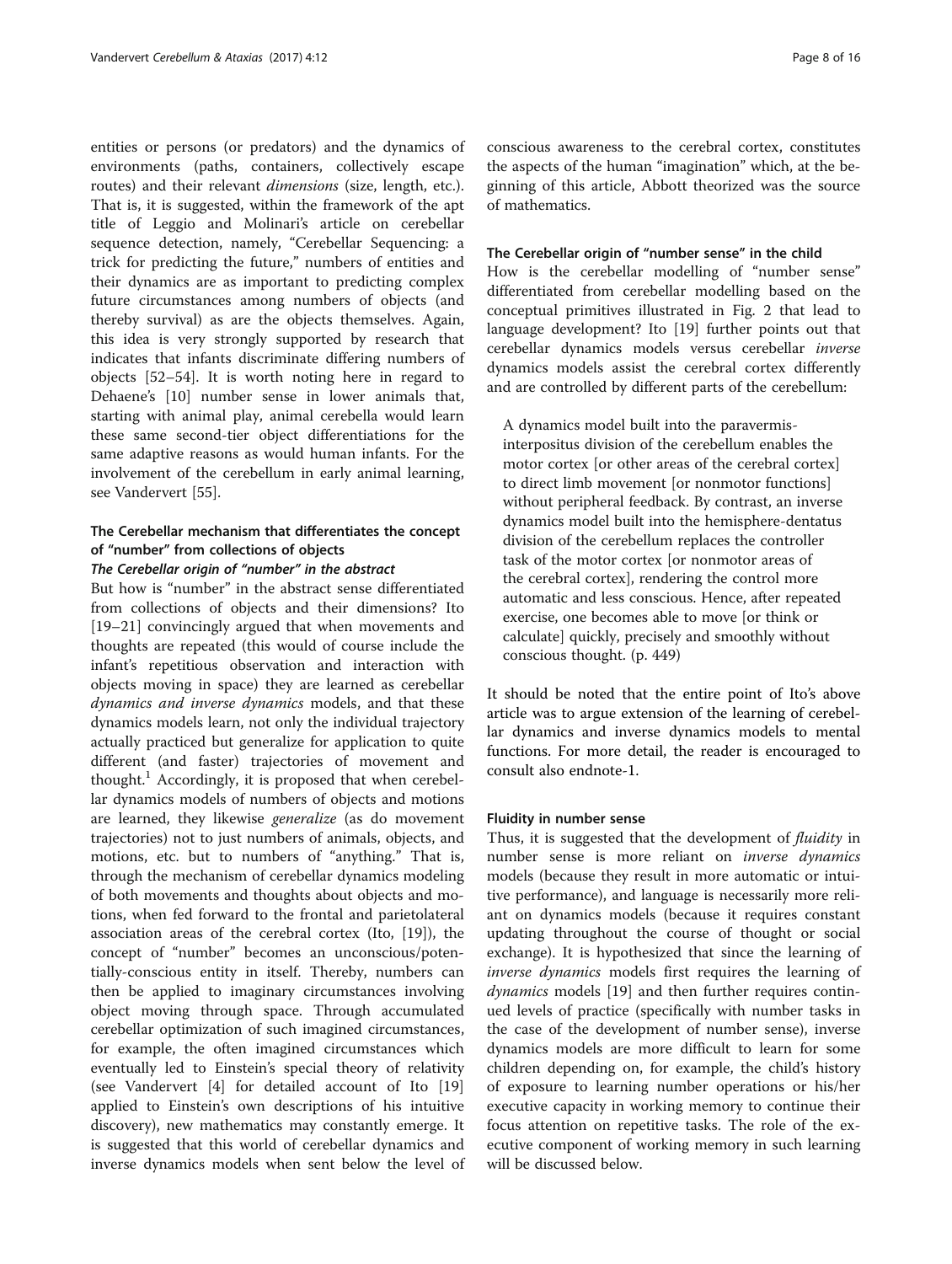entities or persons (or predators) and the dynamics of environments (paths, containers, collectively escape routes) and their relevant *dimensions* (size, length, etc.). That is, it is suggested, within the framework of the apt title of Leggio and Molinari's article on cerebellar sequence detection, namely, "Cerebellar Sequencing: a trick for predicting the future," numbers of entities and their dynamics are as important to predicting complex future circumstances among numbers of objects (and thereby survival) as are the objects themselves. Again, this idea is very strongly supported by research that indicates that infants discriminate differing numbers of objects [52–54]. It is worth noting here in regard to Dehaene's [10] number sense in lower animals that, starting with animal play, animal cerebella would learn these same second-tier object differentiations for the same adaptive reasons as would human infants. For the involvement of the cerebellum in early animal learning, see Vandervert [55].

### The Cerebellar mechanism that differentiates the concept of "number" from collections of objects

#### *The Cerebellar origin of "number" in the abstract*

But how is "number" in the abstract sense differentiated from collections of objects and their dimensions? Ito [19–21] convincingly argued that when movements and thoughts are repeated (this would of course include the infant's repetitious observation and interaction with objects moving in space) they are learned as cerebellar *dynamics and inverse dynamics* models, and that these dynamics models learn, not only the individual trajectory actually practiced but generalize for application to quite different (and faster) trajectories of movement and thought.[1] Accordingly, it is proposed that when cerebellar dynamics models of numbers of objects and motions are learned, they likewise *generalize* (as do movement trajectories) not to just numbers of animals, objects, and motions, etc. but to numbers of "anything." That is, through the mechanism of cerebellar dynamics modeling of both movements and thoughts about objects and motions, when fed forward to the frontal and parietolateral association areas of the cerebral cortex (Ito, [19]), the concept of "number" becomes an unconscious/potentially-conscious entity in itself. Thereby, numbers can then be applied to imaginary circumstances involving object moving through space. Through accumulated cerebellar optimization of such imagined circumstances, for example, the often imagined circumstances which eventually led to Einstein's special theory of relativity (see Vandervert [4] for detailed account of Ito [19] applied to Einstein's own descriptions of his intuitive discovery), new mathematics may constantly emerge. It is suggested that this world of cerebellar dynamics and inverse dynamics models when sent below the level of conscious awareness to the cerebral cortex, constitutes the aspects of the human "imagination" which, at the beginning of this article, Abbott theorized was the source of mathematics.

### The Cerebellar origin of "number sense" in the child

How is the cerebellar modelling of "number sense" differentiated from cerebellar modelling based on the conceptual primitives illustrated in Fig. 2 that lead to language development? Ito [19] further points out that cerebellar dynamics models versus cerebellar *inverse* dynamics models assist the cerebral cortex differently and are controlled by different parts of the cerebellum:

> A dynamics model built into the paravermis-interpositus division of the cerebellum enables the motor cortex [or other areas of the cerebral cortex] to direct limb movement [or nonmotor functions] without peripheral feedback. By contrast, an inverse dynamics model built into the hemisphere-dentatus division of the cerebellum replaces the controller task of the motor cortex [or nonmotor areas of the cerebral cortex], rendering the control more automatic and less conscious. Hence, after repeated exercise, one becomes able to move [or think or calculate] quickly, precisely and smoothly without conscious thought. (p. 449)

It should be noted that the entire point of Ito's above article was to argue extension of the learning of cerebellar dynamics and inverse dynamics models to mental functions. For more detail, the reader is encouraged to consult also endnote-1.

### Fluidity in number sense

Thus, it is suggested that the development of *fluidity* in number sense is more reliant on *inverse dynamics* models (because they result in more automatic or intuitive performance), and language is necessarily more reliant on dynamics models (because it requires constant updating throughout the course of thought or social exchange). It is hypothesized that since the learning of *inverse dynamics* models first requires the learning of *dynamics* models [19] and then further requires continued levels of practice (specifically with number tasks in the case of the development of number sense), inverse dynamics models are more difficult to learn for some children depending on, for example, the child's history of exposure to learning number operations or his/her executive capacity in working memory to continue their focus attention on repetitive tasks. The role of the executive component of working memory in such learning will be discussed below.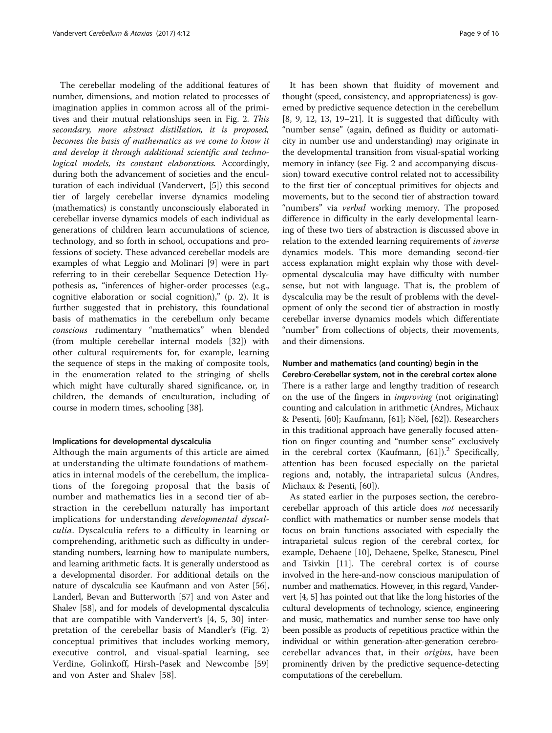The cerebellar modeling of the additional features of number, dimensions, and motion related to processes of imagination applies in common across all of the primitives and their mutual relationships seen in Fig. 2. *This secondary, more abstract distillation, it is proposed, becomes the basis of mathematics as we come to know it and develop it through additional scientific and technological models, its constant elaborations.* Accordingly, during both the advancement of societies and the enculturation of each individual (Vandervert, [5]) this second tier of largely cerebellar inverse dynamics modeling (mathematics) is constantly unconsciously elaborated in cerebellar inverse dynamics models of each individual as generations of children learn accumulations of science, technology, and so forth in school, occupations and professions of society. These advanced cerebellar models are examples of what Leggio and Molinari [9] were in part referring to in their cerebellar Sequence Detection Hypothesis as, "inferences of higher-order processes (e.g., cognitive elaboration or social cognition)," (p. 2). It is further suggested that in prehistory, this foundational basis of mathematics in the cerebellum only became *conscious* rudimentary "mathematics" when blended (from multiple cerebellar internal models [32]) with other cultural requirements for, for example, learning the sequence of steps in the making of composite tools, in the enumeration related to the stringing of shells which might have culturally shared significance, or, in children, the demands of enculturation, including of course in modern times, schooling [38].

### Implications for developmental dyscalculia

Although the main arguments of this article are aimed at understanding the ultimate foundations of mathematics in internal models of the cerebellum, the implications of the foregoing proposal that the basis of number and mathematics lies in a second tier of abstraction in the cerebellum naturally has important implications for understanding *developmental dyscalculia*. Dyscalculia refers to a difficulty in learning or comprehending, arithmetic such as difficulty in understanding numbers, learning how to manipulate numbers, and learning arithmetic facts. It is generally understood as a developmental disorder. For additional details on the nature of dyscalculia see Kaufmann and von Aster [56], Landerl, Bevan and Butterworth [57] and von Aster and Shalev [58], and for models of developmental dyscalculia that are compatible with Vandervert's [4, 5, 30] interpretation of the cerebellar basis of Mandler's (Fig. 2) conceptual primitives that includes working memory, executive control, and visual-spatial learning, see Verdine, Golinkoff, Hirsh-Pasek and Newcombe [59] and von Aster and Shalev [58].

It has been shown that fluidity of movement and thought (speed, consistency, and appropriateness) is governed by predictive sequence detection in the cerebellum [8, 9, 12, 13, 19–21]. It is suggested that difficulty with "number sense" (again, defined as fluidity or automaticity in number use and understanding) may originate in the developmental transition from visual-spatial working memory in infancy (see Fig. 2 and accompanying discussion) toward executive control related not to accessibility to the first tier of conceptual primitives for objects and movements, but to the second tier of abstraction toward "numbers" via *verbal* working memory. The proposed difference in difficulty in the early developmental learning of these two tiers of abstraction is discussed above in relation to the extended learning requirements of *inverse* dynamics models. This more demanding second-tier access explanation might explain why those with developmental dyscalculia may have difficulty with number sense, but not with language. That is, the problem of dyscalculia may be the result of problems with the development of only the second tier of abstraction in mostly cerebellar inverse dynamics models which differentiate "number" from collections of objects, their movements, and their dimensions.

### Number and mathematics (and counting) begin in the Cerebro-Cerebellar system, not in the cerebral cortex alone

There is a rather large and lengthy tradition of research on the use of the fingers in *improving* (not originating) counting and calculation in arithmetic (Andres, Michaux & Pesenti, [60]; Kaufmann, [61]; Nöel, [62]). Researchers in this traditional approach have generally focused attention on finger counting and "number sense" exclusively in the cerebral cortex (Kaufmann, [61]).[2] Specifically, attention has been focused especially on the parietal regions and, notably, the intraparietal sulcus (Andres, Michaux & Pesenti, [60]).

As stated earlier in the purposes section, the cerebro-cerebellar approach of this article does *not* necessarily conflict with mathematics or number sense models that focus on brain functions associated with especially the intraparietal sulcus region of the cerebral cortex, for example, Dehaene [10], Dehaene, Spelke, Stanescu, Pinel and Tsivkin [11]. The cerebral cortex is of course involved in the here-and-now conscious manipulation of number and mathematics. However, in this regard, Vandervert [4, 5] has pointed out that like the long histories of the cultural developments of technology, science, engineering and music, mathematics and number sense too have only been possible as products of repetitious practice within the individual or within generation-after-generation cerebro-cerebellar advances that, in their *origins*, have been prominently driven by the predictive sequence-detecting computations of the cerebellum.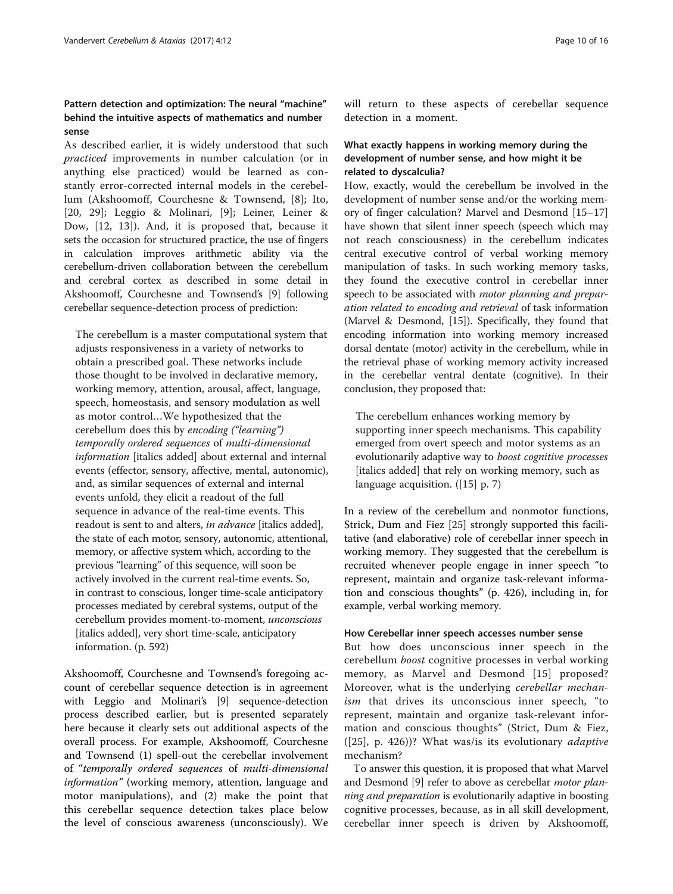### Pattern detection and optimization: The neural "machine" behind the intuitive aspects of mathematics and number sense

As described earlier, it is widely understood that such *practiced* improvements in number calculation (or in anything else practiced) would be learned as constantly error-corrected internal models in the cerebellum (Akshoomoff, Courchesne & Townsend, [8]; Ito, [20, 29]; Leggio & Molinari, [9]; Leiner, Leiner & Dow, [12, 13]). And, it is proposed that, because it sets the occasion for structured practice, the use of fingers in calculation improves arithmetic ability via the cerebellum-driven collaboration between the cerebellum and cerebral cortex as described in some detail in Akshoomoff, Courchesne and Townsend's [9] following cerebellar sequence-detection process of prediction:

> The cerebellum is a master computational system that adjusts responsiveness in a variety of networks to obtain a prescribed goal. These networks include those thought to be involved in declarative memory, working memory, attention, arousal, affect, language, speech, homeostasis, and sensory modulation as well as motor control…We hypothesized that the cerebellum does this by *encoding ("learning") temporally ordered sequences* of *multi-dimensional information* [italics added] about external and internal events (effector, sensory, affective, mental, autonomic), and, as similar sequences of external and internal events unfold, they elicit a readout of the full sequence in advance of the real-time events. This readout is sent to and alters, *in advance* [italics added], the state of each motor, sensory, autonomic, attentional, memory, or affective system which, according to the previous "learning" of this sequence, will soon be actively involved in the current real-time events. So, in contrast to conscious, longer time-scale anticipatory processes mediated by cerebral systems, output of the cerebellum provides moment-to-moment, *unconscious* [italics added], very short time-scale, anticipatory information. (p. 592)

Akshoomoff, Courchesne and Townsend's foregoing account of cerebellar sequence detection is in agreement with Leggio and Molinari's [9] sequence-detection process described earlier, but is presented separately here because it clearly sets out additional aspects of the overall process. For example, Akshoomoff, Courchesne and Townsend (1) spell-out the cerebellar involvement of "*temporally ordered sequences* of *multi-dimensional information"* (working memory, attention, language and motor manipulations), and (2) make the point that this cerebellar sequence detection takes place below the level of conscious awareness (unconsciously). We will return to these aspects of cerebellar sequence detection in a moment.

### What exactly happens in working memory during the development of number sense, and how might it be related to dyscalculia?

How, exactly, would the cerebellum be involved in the development of number sense and/or the working memory of finger calculation? Marvel and Desmond [15–17] have shown that silent inner speech (speech which may not reach consciousness) in the cerebellum indicates central executive control of verbal working memory manipulation of tasks. In such working memory tasks, they found the executive control in cerebellar inner speech to be associated with *motor planning and preparation related to encoding and retrieval* of task information (Marvel & Desmond, [15]). Specifically, they found that encoding information into working memory increased dorsal dentate (motor) activity in the cerebellum, while in the retrieval phase of working memory activity increased in the cerebellar ventral dentate (cognitive). In their conclusion, they proposed that:

> The cerebellum enhances working memory by supporting inner speech mechanisms. This capability emerged from overt speech and motor systems as an evolutionarily adaptive way to *boost cognitive processes* [italics added] that rely on working memory, such as language acquisition. ([15] p. 7)

In a review of the cerebellum and nonmotor functions, Strick, Dum and Fiez [25] strongly supported this facilitative (and elaborative) role of cerebellar inner speech in working memory. They suggested that the cerebellum is recruited whenever people engage in inner speech "to represent, maintain and organize task-relevant information and conscious thoughts" (p. 426), including in, for example, verbal working memory.

#### How Cerebellar inner speech accesses number sense

But how does unconscious inner speech in the cerebellum *boost* cognitive processes in verbal working memory, as Marvel and Desmond [15] proposed? Moreover, what is the underlying *cerebellar mechanism* that drives its unconscious inner speech, "to represent, maintain and organize task-relevant information and conscious thoughts" (Strict, Dum & Fiez, ([25], p. 426))? What was/is its evolutionary *adaptive* mechanism?

To answer this question, it is proposed that what Marvel and Desmond [9] refer to above as cerebellar *motor planning and preparation* is evolutionarily adaptive in boosting cognitive processes, because, as in all skill development, cerebellar inner speech is driven by Akshoomoff,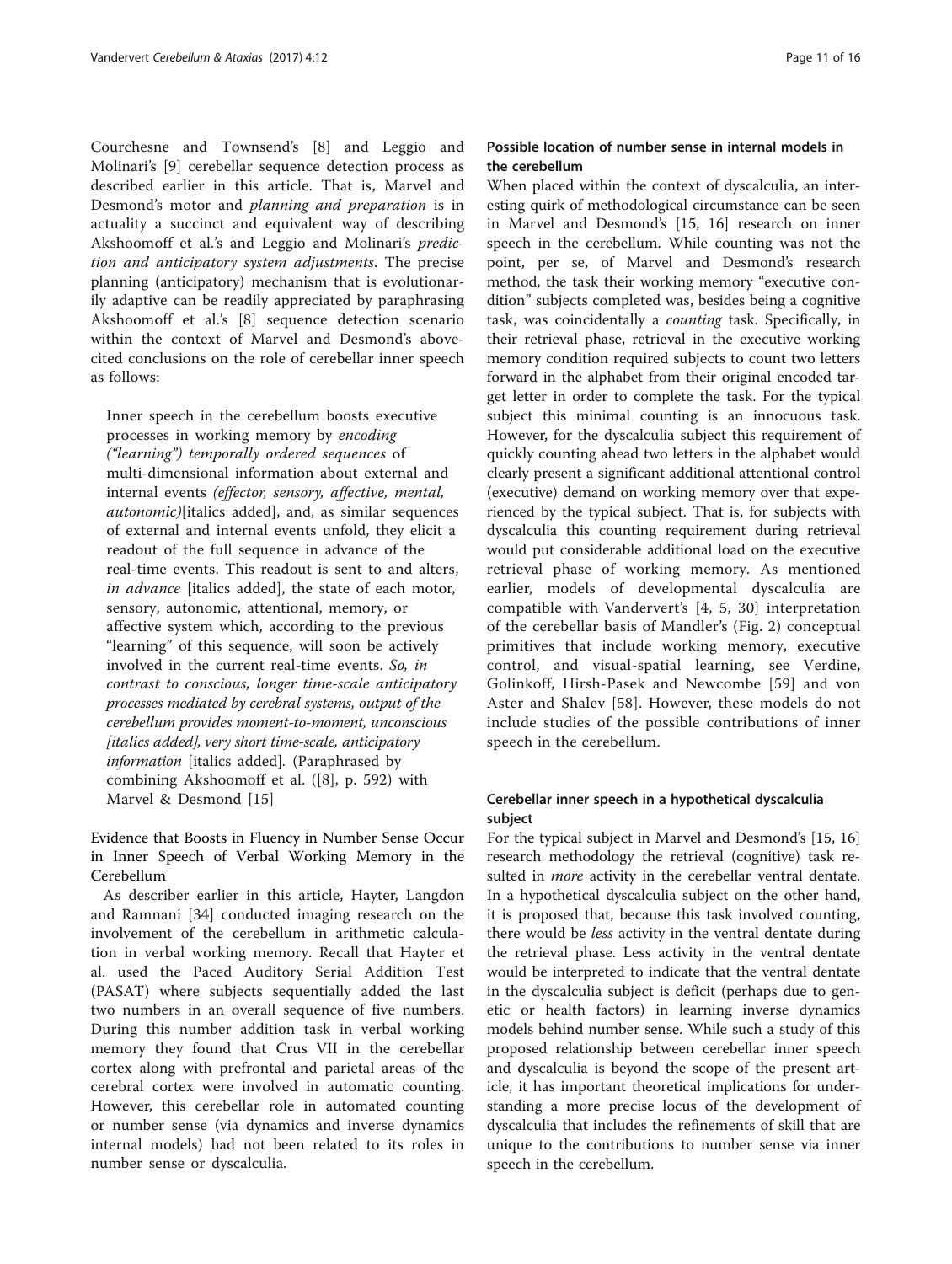Courchesne and Townsend's [8] and Leggio and Molinari's [9] cerebellar sequence detection process as described earlier in this article. That is, Marvel and Desmond's motor and *planning and preparation* is in actuality a succinct and equivalent way of describing Akshoomoff et al.'s and Leggio and Molinari's *prediction and anticipatory system adjustments*. The precise planning (anticipatory) mechanism that is evolutionarily adaptive can be readily appreciated by paraphrasing Akshoomoff et al.'s [8] sequence detection scenario within the context of Marvel and Desmond's above-cited conclusions on the role of cerebellar inner speech as follows:

> Inner speech in the cerebellum boosts executive processes in working memory by *encoding ("learning") temporally ordered sequences* of multi-dimensional information about external and internal events *(effector, sensory, affective, mental, autonomic)*[italics added], and, as similar sequences of external and internal events unfold, they elicit a readout of the full sequence in advance of the real-time events. This readout is sent to and alters, *in advance* [italics added], the state of each motor, sensory, autonomic, attentional, memory, or affective system which, according to the previous "learning" of this sequence, will soon be actively involved in the current real-time events. *So, in contrast to conscious, longer time-scale anticipatory processes mediated by cerebral systems, output of the cerebellum provides moment-to-moment, unconscious [italics added], very short time-scale, anticipatory information* [italics added]. (Paraphrased by combining Akshoomoff et al. ([8], p. 592) with Marvel & Desmond [15]

## Evidence that Boosts in Fluency in Number Sense Occur in Inner Speech of Verbal Working Memory in the Cerebellum

As describer earlier in this article, Hayter, Langdon and Ramnani [34] conducted imaging research on the involvement of the cerebellum in arithmetic calculation in verbal working memory. Recall that Hayter et al. used the Paced Auditory Serial Addition Test (PASAT) where subjects sequentially added the last two numbers in an overall sequence of five numbers. During this number addition task in verbal working memory they found that Crus VII in the cerebellar cortex along with prefrontal and parietal areas of the cerebral cortex were involved in automatic counting. However, this cerebellar role in automated counting or number sense (via dynamics and inverse dynamics internal models) had not been related to its roles in number sense or dyscalculia.

### Possible location of number sense in internal models in the cerebellum

When placed within the context of dyscalculia, an interesting quirk of methodological circumstance can be seen in Marvel and Desmond's [15, 16] research on inner speech in the cerebellum. While counting was not the point, per se, of Marvel and Desmond's research method, the task their working memory "executive condition" subjects completed was, besides being a cognitive task, was coincidentally a *counting* task. Specifically, in their retrieval phase, retrieval in the executive working memory condition required subjects to count two letters forward in the alphabet from their original encoded target letter in order to complete the task. For the typical subject this minimal counting is an innocuous task. However, for the dyscalculia subject this requirement of quickly counting ahead two letters in the alphabet would clearly present a significant additional attentional control (executive) demand on working memory over that experienced by the typical subject. That is, for subjects with dyscalculia this counting requirement during retrieval would put considerable additional load on the executive retrieval phase of working memory. As mentioned earlier, models of developmental dyscalculia are compatible with Vandervert's [4, 5, 30] interpretation of the cerebellar basis of Mandler's (Fig. 2) conceptual primitives that include working memory, executive control, and visual-spatial learning, see Verdine, Golinkoff, Hirsh-Pasek and Newcombe [59] and von Aster and Shalev [58]. However, these models do not include studies of the possible contributions of inner speech in the cerebellum.

### Cerebellar inner speech in a hypothetical dyscalculia subject

For the typical subject in Marvel and Desmond's [15, 16] research methodology the retrieval (cognitive) task resulted in *more* activity in the cerebellar ventral dentate. In a hypothetical dyscalculia subject on the other hand, it is proposed that, because this task involved counting, there would be *less* activity in the ventral dentate during the retrieval phase. Less activity in the ventral dentate would be interpreted to indicate that the ventral dentate in the dyscalculia subject is deficit (perhaps due to genetic or health factors) in learning inverse dynamics models behind number sense. While such a study of this proposed relationship between cerebellar inner speech and dyscalculia is beyond the scope of the present article, it has important theoretical implications for understanding a more precise locus of the development of dyscalculia that includes the refinements of skill that are unique to the contributions to number sense via inner speech in the cerebellum.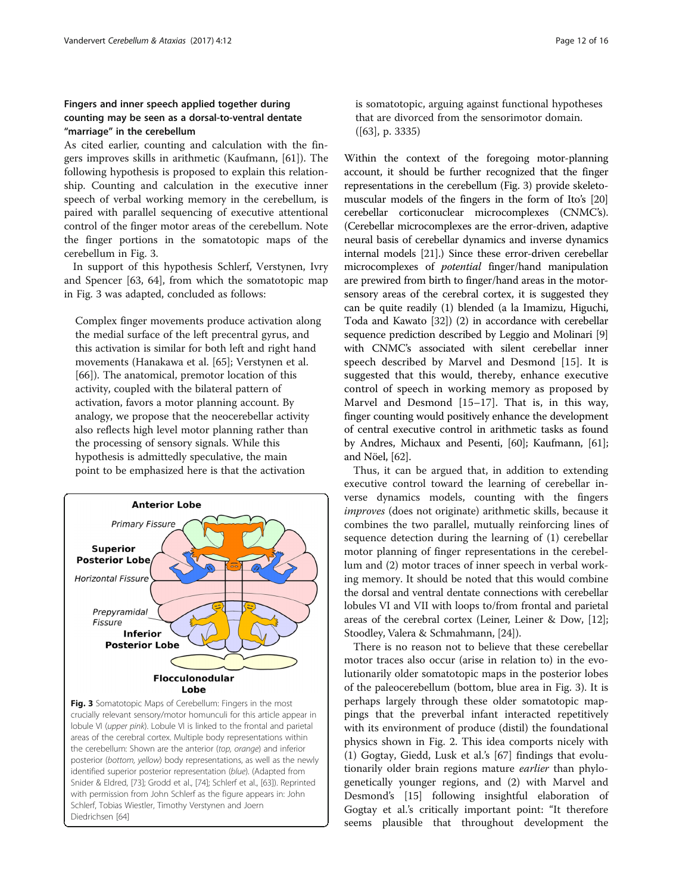### Fingers and inner speech applied together during counting may be seen as a dorsal-to-ventral dentate "marriage" in the cerebellum

As cited earlier, counting and calculation with the fingers improves skills in arithmetic (Kaufmann, [61]). The following hypothesis is proposed to explain this relationship. Counting and calculation in the executive inner speech of verbal working memory in the cerebellum, is paired with parallel sequencing of executive attentional control of the finger motor areas of the cerebellum. Note the finger portions in the somatotopic maps of the cerebellum in Fig. 3.

In support of this hypothesis Schlerf, Verstynen, Ivry and Spencer [63, 64], from which the somatotopic map in Fig. 3 was adapted, concluded as follows:

> Complex finger movements produce activation along the medial surface of the left precentral gyrus, and this activation is similar for both left and right hand movements (Hanakawa et al. [65]; Verstynen et al. [66]). The anatomical, premotor location of this activity, coupled with the bilateral pattern of activation, favors a motor planning account. By analogy, we propose that the neocerebellar activity also reflects high level motor planning rather than the processing of sensory signals. While this hypothesis is admittedly speculative, the main point to be emphasized here is that the activation is somatotopic, arguing against functional hypotheses that are divorced from the sensorimotor domain. ([63], p. 3335)

**Fig. 3** Somatotopic Maps of Cerebellum: Fingers in the most crucially relevant sensory/motor homunculi for this article appear in lobule VI (*upper pink*). Lobule VI is linked to the frontal and parietal areas of the cerebral cortex. Multiple body representations within the cerebellum: Shown are the anterior (*top, orange*) and inferior posterior (*bottom, yellow*) body representations, as well as the newly identified superior posterior representation (*blue*). (Adapted from Snider & Eldred, [73]; Grodd et al., [74]; Schlerf et al., [63]). Reprinted with permission from John Schlerf as the figure appears in: John Schlerf, Tobias Wiestler, Timothy Verstynen and Joern Diedrichsen [64]

Within the context of the foregoing motor-planning account, it should be further recognized that the finger representations in the cerebellum (Fig. 3) provide skeleto-muscular models of the fingers in the form of Ito's [20] cerebellar corticonuclear microcomplexes (CNMC's). (Cerebellar microcomplexes are the error-driven, adaptive neural basis of cerebellar dynamics and inverse dynamics internal models [21].) Since these error-driven cerebellar microcomplexes of *potential* finger/hand manipulation are prewired from birth to finger/hand areas in the motor-sensory areas of the cerebral cortex, it is suggested they can be quite readily (1) blended (a la Imamizu, Higuchi, Toda and Kawato [32]) (2) in accordance with cerebellar sequence prediction described by Leggio and Molinari [9] with CNMC's associated with silent cerebellar inner speech described by Marvel and Desmond [15]. It is suggested that this would, thereby, enhance executive control of speech in working memory as proposed by Marvel and Desmond [15–17]. That is, in this way, finger counting would positively enhance the development of central executive control in arithmetic tasks as found by Andres, Michaux and Pesenti, [60]; Kaufmann, [61]; and Nöel, [62].

Thus, it can be argued that, in addition to extending executive control toward the learning of cerebellar inverse dynamics models, counting with the fingers *improves* (does not originate) arithmetic skills, because it combines the two parallel, mutually reinforcing lines of sequence detection during the learning of (1) cerebellar motor planning of finger representations in the cerebellum and (2) motor traces of inner speech in verbal working memory. It should be noted that this would combine the dorsal and ventral dentate connections with cerebellar lobules VI and VII with loops to/from frontal and parietal areas of the cerebral cortex (Leiner, Leiner & Dow, [12]; Stoodley, Valera & Schmahmann, [24]).

There is no reason not to believe that these cerebellar motor traces also occur (arise in relation to) in the evolutionarily older somatotopic maps in the posterior lobes of the paleocerebellum (bottom, blue area in Fig. 3). It is perhaps largely through these older somatotopic mappings that the preverbal infant interacted repetitively with its environment of produce (distil) the foundational physics shown in Fig. 2. This idea comports nicely with (1) Gogtay, Giedd, Lusk et al.'s [67] findings that evolutionarily older brain regions mature *earlier* than phylogenetically younger regions, and (2) with Marvel and Desmond's [15] following insightful elaboration of Gogtay et al.'s critically important point: "It therefore seems plausible that throughout development the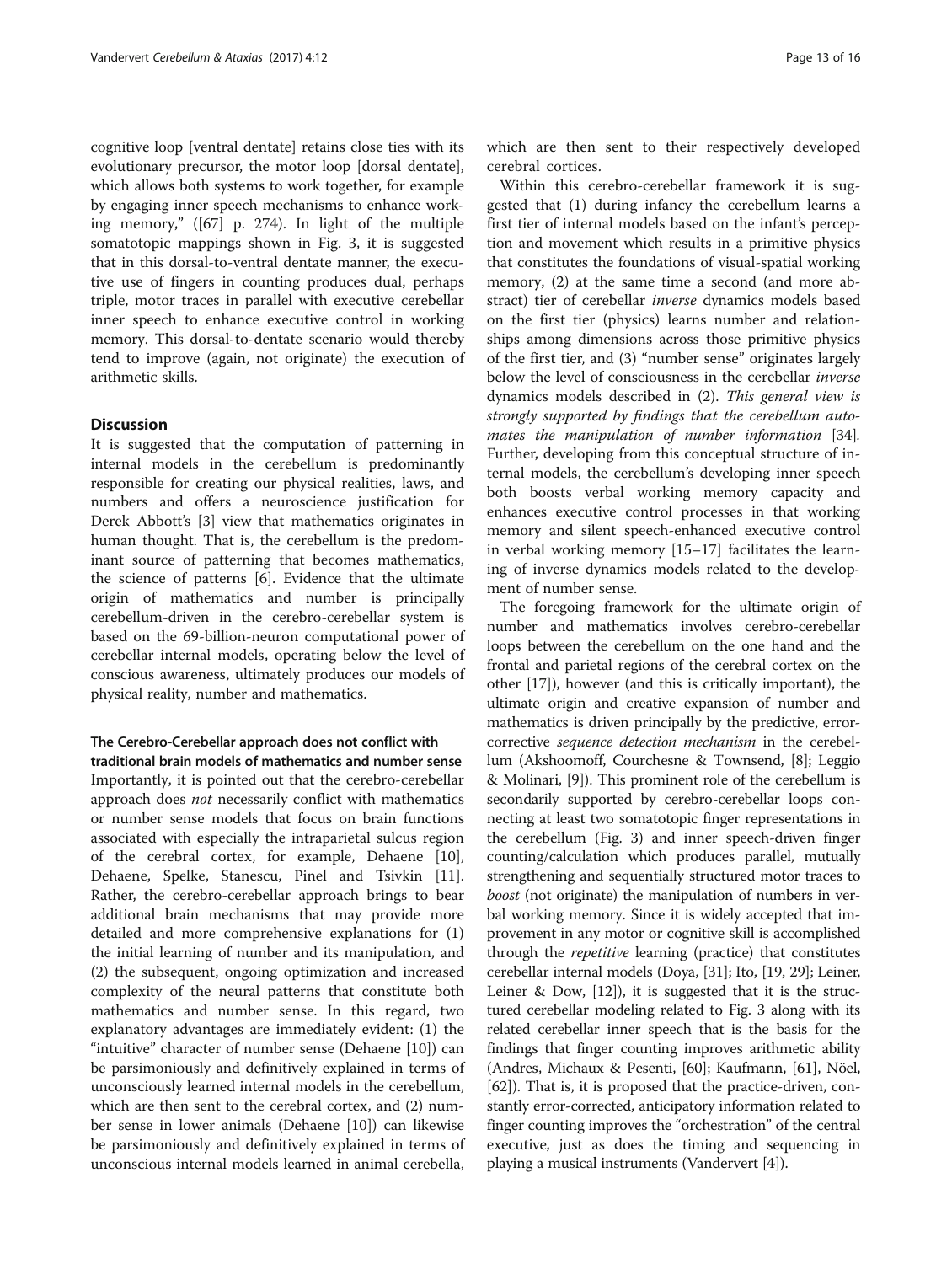cognitive loop [ventral dentate] retains close ties with its evolutionary precursor, the motor loop [dorsal dentate], which allows both systems to work together, for example by engaging inner speech mechanisms to enhance working memory," ([67] p. 274). In light of the multiple somatotopic mappings shown in Fig. 3, it is suggested that in this dorsal-to-ventral dentate manner, the executive use of fingers in counting produces dual, perhaps triple, motor traces in parallel with executive cerebellar inner speech to enhance executive control in working memory. This dorsal-to-dentate scenario would thereby tend to improve (again, not originate) the execution of arithmetic skills.

## Discussion

It is suggested that the computation of patterning in internal models in the cerebellum is predominantly responsible for creating our physical realities, laws, and numbers and offers a neuroscience justification for Derek Abbott's [3] view that mathematics originates in human thought. That is, the cerebellum is the predominant source of patterning that becomes mathematics, the science of patterns [6]. Evidence that the ultimate origin of mathematics and number is principally cerebellum-driven in the cerebro-cerebellar system is based on the 69-billion-neuron computational power of cerebellar internal models, operating below the level of conscious awareness, ultimately produces our models of physical reality, number and mathematics.

### The Cerebro-Cerebellar approach does not conflict with traditional brain models of mathematics and number sense

Importantly, it is pointed out that the cerebro-cerebellar approach does *not* necessarily conflict with mathematics or number sense models that focus on brain functions associated with especially the intraparietal sulcus region of the cerebral cortex, for example, Dehaene [10], Dehaene, Spelke, Stanescu, Pinel and Tsivkin [11]. Rather, the cerebro-cerebellar approach brings to bear additional brain mechanisms that may provide more detailed and more comprehensive explanations for (1) the initial learning of number and its manipulation, and (2) the subsequent, ongoing optimization and increased complexity of the neural patterns that constitute both mathematics and number sense. In this regard, two explanatory advantages are immediately evident: (1) the "intuitive" character of number sense (Dehaene [10]) can be parsimoniously and definitively explained in terms of unconsciously learned internal models in the cerebellum, which are then sent to the cerebral cortex, and (2) number sense in lower animals (Dehaene [10]) can likewise be parsimoniously and definitively explained in terms of unconscious internal models learned in animal cerebella, which are then sent to their respectively developed cerebral cortices.

Within this cerebro-cerebellar framework it is suggested that (1) during infancy the cerebellum learns a first tier of internal models based on the infant's perception and movement which results in a primitive physics that constitutes the foundations of visual-spatial working memory, (2) at the same time a second (and more abstract) tier of cerebellar *inverse* dynamics models based on the first tier (physics) learns number and relationships among dimensions across those primitive physics of the first tier, and (3) "number sense" originates largely below the level of consciousness in the cerebellar *inverse* dynamics models described in (2). *This general view is strongly supported by findings that the cerebellum automates the manipulation of number information* [34]. Further, developing from this conceptual structure of internal models, the cerebellum's developing inner speech both boosts verbal working memory capacity and enhances executive control processes in that working memory and silent speech-enhanced executive control in verbal working memory [15–17] facilitates the learning of inverse dynamics models related to the development of number sense.

The foregoing framework for the ultimate origin of number and mathematics involves cerebro-cerebellar loops between the cerebellum on the one hand and the frontal and parietal regions of the cerebral cortex on the other [17]), however (and this is critically important), the ultimate origin and creative expansion of number and mathematics is driven principally by the predictive, error-corrective *sequence detection mechanism* in the cerebellum (Akshoomoff, Courchesne & Townsend, [8]; Leggio & Molinari, [9]). This prominent role of the cerebellum is secondarily supported by cerebro-cerebellar loops connecting at least two somatotopic finger representations in the cerebellum (Fig. 3) and inner speech-driven finger counting/calculation which produces parallel, mutually strengthening and sequentially structured motor traces to *boost* (not originate) the manipulation of numbers in verbal working memory. Since it is widely accepted that improvement in any motor or cognitive skill is accomplished through the *repetitive* learning (practice) that constitutes cerebellar internal models (Doya, [31]; Ito, [19, 29]; Leiner, Leiner & Dow, [12]), it is suggested that it is the structured cerebellar modeling related to Fig. 3 along with its related cerebellar inner speech that is the basis for the findings that finger counting improves arithmetic ability (Andres, Michaux & Pesenti, [60]; Kaufmann, [61], Nöel, [62]). That is, it is proposed that the practice-driven, constantly error-corrected, anticipatory information related to finger counting improves the "orchestration" of the central executive, just as does the timing and sequencing in playing a musical instruments (Vandervert [4]).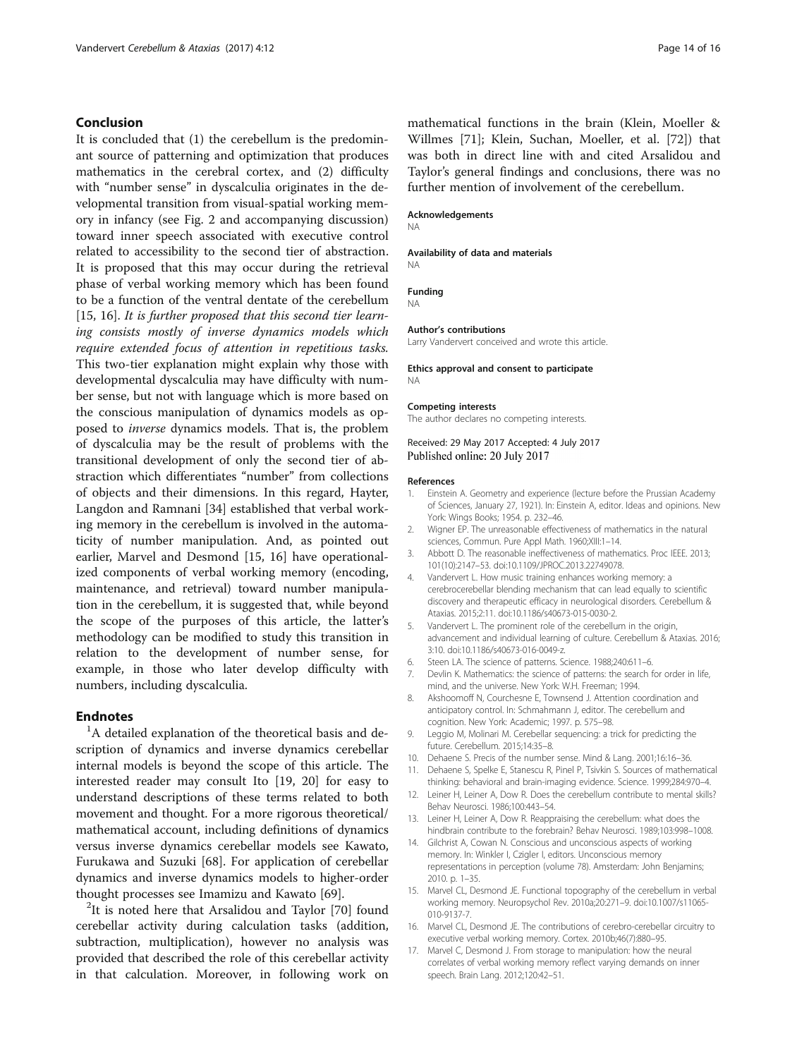## Conclusion

It is concluded that (1) the cerebellum is the predominant source of patterning and optimization that produces mathematics in the cerebral cortex, and (2) difficulty with "number sense" in dyscalculia originates in the developmental transition from visual-spatial working memory in infancy (see Fig. 2 and accompanying discussion) toward inner speech associated with executive control related to accessibility to the second tier of abstraction. It is proposed that this may occur during the retrieval phase of verbal working memory which has been found to be a function of the ventral dentate of the cerebellum [15, 16]. *It is further proposed that this second tier learning consists mostly of inverse dynamics models which require extended focus of attention in repetitious tasks.* This two-tier explanation might explain why those with developmental dyscalculia may have difficulty with number sense, but not with language which is more based on the conscious manipulation of dynamics models as opposed to *inverse* dynamics models. That is, the problem of dyscalculia may be the result of problems with the transitional development of only the second tier of abstraction which differentiates "number" from collections of objects and their dimensions. In this regard, Hayter, Langdon and Ramnani [34] established that verbal working memory in the cerebellum is involved in the automaticity of number manipulation. And, as pointed out earlier, Marvel and Desmond [15, 16] have operationalized components of verbal working memory (encoding, maintenance, and retrieval) toward number manipulation in the cerebellum, it is suggested that, while beyond the scope of the purposes of this article, the latter's methodology can be modified to study this transition in relation to the development of number sense, for example, in those who later develop difficulty with numbers, including dyscalculia.

## Endnotes

[1]A detailed explanation of the theoretical basis and description of dynamics and inverse dynamics cerebellar internal models is beyond the scope of this article. The interested reader may consult Ito [19, 20] for easy to understand descriptions of these terms related to both movement and thought. For a more rigorous theoretical/mathematical account, including definitions of dynamics versus inverse dynamics cerebellar models see Kawato, Furukawa and Suzuki [68]. For application of cerebellar dynamics and inverse dynamics models to higher-order thought processes see Imamizu and Kawato [69].

[2]It is noted here that Arsalidou and Taylor [70] found cerebellar activity during calculation tasks (addition, subtraction, multiplication), however no analysis was provided that described the role of this cerebellar activity in that calculation. Moreover, in following work on mathematical functions in the brain (Klein, Moeller & Willmes [71]; Klein, Suchan, Moeller, et al. [72]) that was both in direct line with and cited Arsalidou and Taylor's general findings and conclusions, there was no further mention of involvement of the cerebellum.

#### Acknowledgements
NA

#### Availability of data and materials
NA

#### Funding
NA

#### Author's contributions
Larry Vandervert conceived and wrote this article.

#### Ethics approval and consent to participate
NA

#### Competing interests
The author declares no competing interests.

Received: 29 May 2017 Accepted: 4 July 2017
Published online: 20 July 2017

#### References

1. Einstein A. Geometry and experience (lecture before the Prussian Academy of Sciences, January 27, 1921). In: Einstein A, editor. Ideas and opinions. New York: Wings Books; 1954. p. 232–46.
2. Wigner EP. The unreasonable effectiveness of mathematics in the natural sciences, Commun. Pure Appl Math. 1960;XIII:1–14.
3. Abbott D. The reasonable ineffectiveness of mathematics. Proc IEEE. 2013; 101(10):2147–53. doi:10.1109/JPROC.2013.22749078.
4. Vandervert L. How music training enhances working memory: a cerebrocerebellar blending mechanism that can lead equally to scientific discovery and therapeutic efficacy in neurological disorders. Cerebellum & Ataxias. 2015;2:11. doi:10.1186/s40673-015-0030-2.
5. Vandervert L. The prominent role of the cerebellum in the origin, advancement and individual learning of culture. Cerebellum & Ataxias. 2016; 3:10. doi:10.1186/s40673-016-0049-z.
6. Steen LA. The science of patterns. Science. 1988;240:611–6.
7. Devlin K. Mathematics: the science of patterns: the search for order in life, mind, and the universe. New York: W.H. Freeman; 1994.
8. Akshoomoff N, Courchesne E, Townsend J. Attention coordination and anticipatory control. In: Schmahmann J, editor. The cerebellum and cognition. New York: Academic; 1997. p. 575–98.
9. Leggio M, Molinari M. Cerebellar sequencing: a trick for predicting the future. Cerebellum. 2015;14:35–8.
10. Dehaene S. Precis of the number sense. Mind & Lang. 2001;16:16–36.
11. Dehaene S, Spelke E, Stanescu R, Pinel P, Tsivkin S. Sources of mathematical thinking: behavioral and brain-imaging evidence. Science. 1999;284:970–4.
12. Leiner H, Leiner A, Dow R. Does the cerebellum contribute to mental skills? Behav Neurosci. 1986;100:443–54.
13. Leiner H, Leiner A, Dow R. Reappraising the cerebellum: what does the hindbrain contribute to the forebrain? Behav Neurosci. 1989;103:998–1008.
14. Gilchrist A, Cowan N. Conscious and unconscious aspects of working memory. In: Winkler I, Czigler I, editors. Unconscious memory representations in perception (volume 78). Amsterdam: John Benjamins; 2010. p. 1–35.
15. Marvel CL, Desmond JE. Functional topography of the cerebellum in verbal working memory. Neuropsychol Rev. 2010a;20:271–9. doi:10.1007/s11065-010-9137-7.
16. Marvel CL, Desmond JE. The contributions of cerebro-cerebellar circuitry to executive verbal working memory. Cortex. 2010b;46(7):880–95.
17. Marvel C, Desmond J. From storage to manipulation: how the neural correlates of verbal working memory reflect varying demands on inner speech. Brain Lang. 2012;120:42–51.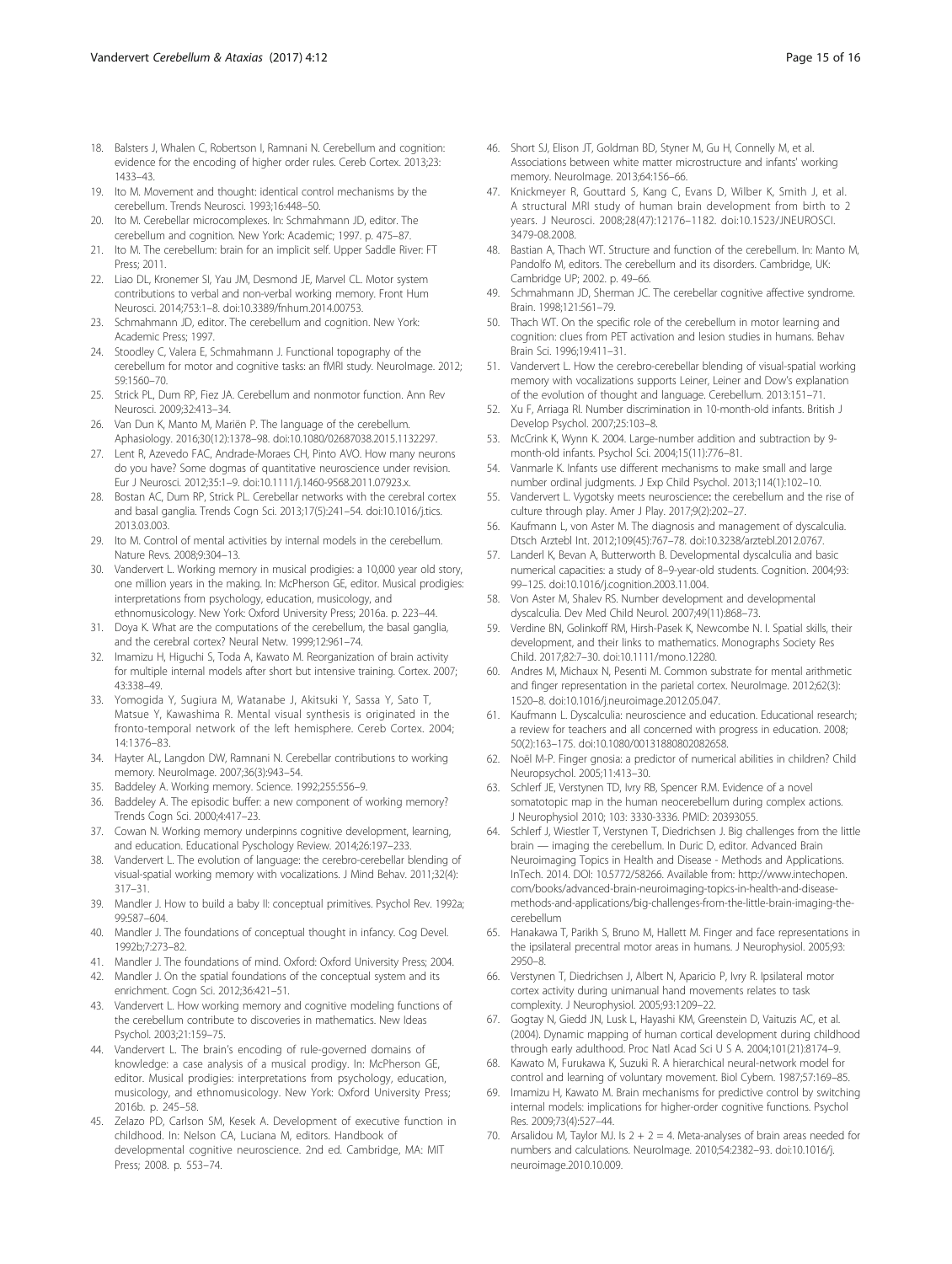18. Balsters J, Whalen C, Robertson I, Ramnani N. Cerebellum and cognition: evidence for the encoding of higher order rules. Cereb Cortex. 2013;23: 1433–43.
19. Ito M. Movement and thought: identical control mechanisms by the cerebellum. Trends Neurosci. 1993;16:448–50.
20. Ito M. Cerebellar microcomplexes. In: Schmahmann JD, editor. The cerebellum and cognition. New York: Academic; 1997. p. 475–87.
21. Ito M. The cerebellum: brain for an implicit self. Upper Saddle River: FT Press; 2011.
22. Liao DL, Kronemer SI, Yau JM, Desmond JE, Marvel CL. Motor system contributions to verbal and non-verbal working memory. Front Hum Neurosci. 2014;753:1–8. doi:10.3389/fnhum.2014.00753.
23. Schmahmann JD, editor. The cerebellum and cognition. New York: Academic Press; 1997.
24. Stoodley C, Valera E, Schmahmann J. Functional topography of the cerebellum for motor and cognitive tasks: an fMRI study. NeuroImage. 2012; 59:1560–70.
25. Strick PL, Dum RP, Fiez JA. Cerebellum and nonmotor function. Ann Rev Neurosci. 2009;32:413–34.
26. Van Dun K, Manto M, Mariën P. The language of the cerebellum. Aphasiology. 2016;30(12):1378–98. doi:10.1080/02687038.2015.1132297.
27. Lent R, Azevedo FAC, Andrade-Moraes CH, Pinto AVO. How many neurons do you have? Some dogmas of quantitative neuroscience under revision. Eur J Neurosci. 2012;35:1–9. doi:10.1111/j.1460-9568.2011.07923.x.
28. Bostan AC, Dum RP, Strick PL. Cerebellar networks with the cerebral cortex and basal ganglia. Trends Cogn Sci. 2013;17(5):241–54. doi:10.1016/j.tics. 2013.03.003.
29. Ito M. Control of mental activities by internal models in the cerebellum. Nature Revs. 2008;9:304–13.
30. Vandervert L. Working memory in musical prodigies: a 10,000 year old story, one million years in the making. In: McPherson GE, editor. Musical prodigies: interpretations from psychology, education, musicology, and ethnomusicology. New York: Oxford University Press; 2016a. p. 223–44.
31. Doya K. What are the computations of the cerebellum, the basal ganglia, and the cerebral cortex? Neural Netw. 1999;12:961–74.
32. Imamizu H, Higuchi S, Toda A, Kawato M. Reorganization of brain activity for multiple internal models after short but intensive training. Cortex. 2007; 43:338–49.
33. Yomogida Y, Sugiura M, Watanabe J, Akitsuki Y, Sassa Y, Sato T, Matsue Y, Kawashima R. Mental visual synthesis is originated in the fronto-temporal network of the left hemisphere. Cereb Cortex. 2004; 14:1376–83.
34. Hayter AL, Langdon DW, Ramnani N. Cerebellar contributions to working memory. NeuroImage. 2007;36(3):943–54.
35. Baddeley A. Working memory. Science. 1992;255:556–9.
36. Baddeley A. The episodic buffer: a new component of working memory? Trends Cogn Sci. 2000;4:417–23.
37. Cowan N. Working memory underpinns cognitive development, learning, and education. Educational Psychology Review. 2014;26:197–233.
38. Vandervert L. The evolution of language: the cerebro-cerebellar blending of visual-spatial working memory with vocalizations. J Mind Behav. 2011;32(4): 317–31.
39. Mandler J. How to build a baby II: conceptual primitives. Psychol Rev. 1992a; 99:587–604.
40. Mandler J. The foundations of conceptual thought in infancy. Cog Devel. 1992b;7:273–82.
41. Mandler J. The foundations of mind. Oxford: Oxford University Press; 2004.
42. Mandler J. On the spatial foundations of the conceptual system and its enrichment. Cogn Sci. 2012;36:421–51.
43. Vandervert L. How working memory and cognitive modeling functions of the cerebellum contribute to discoveries in mathematics. New Ideas Psychol. 2003;21:159–75.
44. Vandervert L. The brain's encoding of rule-governed domains of knowledge: a case analysis of a musical prodigy. In: McPherson GE, editor. Musical prodigies: interpretations from psychology, education, musicology, and ethnomusicology. New York: Oxford University Press; 2016b. p. 245–58.
45. Zelazo PD, Carlson SM, Kesek A. Development of executive function in childhood. In: Nelson CA, Luciana M, editors. Handbook of developmental cognitive neuroscience. 2nd ed. Cambridge, MA: MIT Press; 2008. p. 553–74.
46. Short SJ, Elison JT, Goldman BD, Styner M, Gu H, Connelly M, et al. Associations between white matter microstructure and infants' working memory. NeuroImage. 2013;64:156–66.
47. Knickmeyer R, Gouttard S, Kang C, Evans D, Wilber K, Smith J, et al. A structural MRI study of human brain development from birth to 2 years. J Neurosci. 2008;28(47):12176–1182. doi:10.1523/JNEUROSCI. 3479-08.2008.
48. Bastian A, Thach WT. Structure and function of the cerebellum. In: Manto M, Pandolfo M, editors. The cerebellum and its disorders. Cambridge, UK: Cambridge UP; 2002. p. 49–66.
49. Schmahmann JD, Sherman JC. The cerebellar cognitive affective syndrome. Brain. 1998;121:561–79.
50. Thach WT. On the specific role of the cerebellum in motor learning and cognition: clues from PET activation and lesion studies in humans. Behav Brain Sci. 1996;19:411–31.
51. Vandervert L. How the cerebro-cerebellar blending of visual-spatial working memory with vocalizations supports Leiner, Leiner and Dow's explanation of the evolution of thought and language. Cerebellum. 2013:151–71.
52. Xu F, Arriaga RI. Number discrimination in 10-month-old infants. British J Develop Psychol. 2007;25:103–8.
53. McCrink K, Wynn K. 2004. Large-number addition and subtraction by 9-month-old infants. Psychol Sci. 2004;15(11):776–81.
54. Vanmarle K. Infants use different mechanisms to make small and large number ordinal judgments. J Exp Child Psychol. 2013;114(1):102–10.
55. Vandervert L. Vygotsky meets neuroscience: the cerebellum and the rise of culture through play. Amer J Play. 2017;9(2):202–27.
56. Kaufmann L, von Aster M. The diagnosis and management of dyscalculia. Dtsch Arztebl Int. 2012;109(45):767–78. doi:10.3238/arztebl.2012.0767.
57. Landerl K, Bevan A, Butterworth B. Developmental dyscalculia and basic numerical capacities: a study of 8–9-year-old students. Cognition. 2004;93: 99–125. doi:10.1016/j.cognition.2003.11.004.
58. Von Aster M, Shalev RS. Number development and developmental dyscalculia. Dev Med Child Neurol. 2007;49(11):868–73.
59. Verdine BN, Golinkoff RM, Hirsh-Pasek K, Newcombe N. I. Spatial skills, their development, and their links to mathematics. Monographs Society Res Child. 2017;82:7–30. doi:10.1111/mono.12280.
60. Andres M, Michaux N, Pesenti M. Common substrate for mental arithmetic and finger representation in the parietal cortex. NeuroImage. 2012;62(3): 1520–8. doi:10.1016/j.neuroimage.2012.05.047.
61. Kaufmann L. Dyscalculia: neuroscience and education. Educational research; a review for teachers and all concerned with progress in education. 2008; 50(2):163–175. doi:10.1080/00131880802082658.
62. Noël M-P. Finger gnosia: a predictor of numerical abilities in children? Child Neuropsychol. 2005;11:413–30.
63. Schlerf JE, Verstynen TD, Ivry RB, Spencer R.M. Evidence of a novel somatotopic map in the human neocerebellum during complex actions. J Neurophysiol 2010; 103: 3330-3336. PMID: 20393055.
64. Schlerf J, Wiestler T, Verstynen T, Diedrichsen J. Big challenges from the little brain — imaging the cerebellum. In Duric D, editor. Advanced Brain Neuroimaging Topics in Health and Disease - Methods and Applications. InTech. 2014. DOI: 10.5772/58266. Available from: http://www.intechopen.com/books/advanced-brain-neuroimaging-topics-in-health-and-disease-methods-and-applications/big-challenges-from-the-little-brain-imaging-the-cerebellum
65. Hanakawa T, Parikh S, Bruno M, Hallett M. Finger and face representations in the ipsilateral precentral motor areas in humans. J Neurophysiol. 2005;93: 2950–8.
66. Verstynen T, Diedrichsen J, Albert N, Aparicio P, Ivry R. Ipsilateral motor cortex activity during unimanual hand movements relates to task complexity. J Neurophysiol. 2005;93:1209–22.
67. Gogtay N, Giedd JN, Lusk L, Hayashi KM, Greenstein D, Vaituzis AC, et al. (2004). Dynamic mapping of human cortical development during childhood through early adulthood. Proc Natl Acad Sci U S A. 2004;101(21):8174–9.
68. Kawato M, Furukawa K, Suzuki R. A hierarchical neural-network model for control and learning of voluntary movement. Biol Cybern. 1987;57:169–85.
69. Imamizu H, Kawato M. Brain mechanisms for predictive control by switching internal models: implications for higher-order cognitive functions. Psychol Res. 2009;73(4):527–44.
70. Arsalidou M, Taylor MJ. Is 2 + 2 = 4. Meta-analyses of brain areas needed for numbers and calculations. NeuroImage. 2010;54:2382–93. doi:10.1016/j.neuroimage.2010.10.009.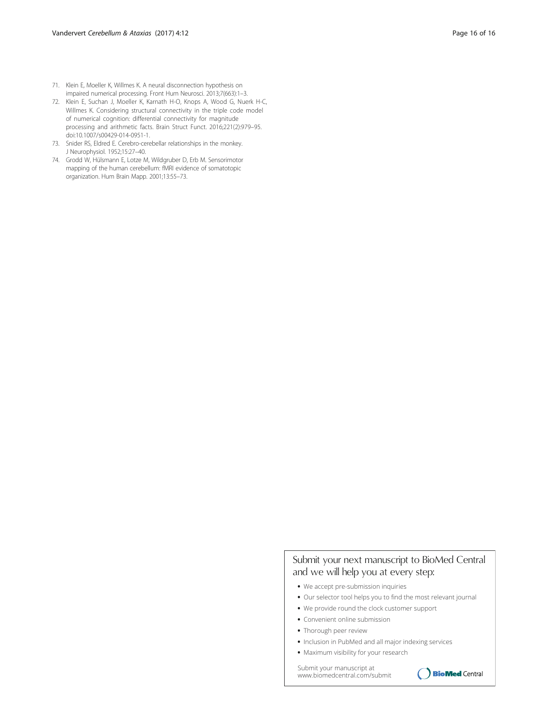71. Klein E, Moeller K, Willmes K. A neural disconnection hypothesis on impaired numerical processing. Front Hum Neurosci. 2013;7(663):1–3.
72. Klein E, Suchan J, Moeller K, Karnath H-O, Knops A, Wood G, Nuerk H-C, Willmes K. Considering structural connectivity in the triple code model of numerical cognition: differential connectivity for magnitude processing and arithmetic facts. Brain Struct Funct. 2016;221(2):979–95. doi:10.1007/s00429-014-0951-1.
73. Snider RS, Eldred E. Cerebro-cerebellar relationships in the monkey. J Neurophysiol. 1952;15:27–40.
74. Grodd W, Hülsmann E, Lotze M, Wildgruber D, Erb M. Sensorimotor mapping of the human cerebellum: fMRI evidence of somatotopic organization. Hum Brain Mapp. 2001;13:55–73.

Submit your next manuscript to BioMed Central and we will help you at every step:

- We accept pre-submission inquiries
- Our selector tool helps you to find the most relevant journal
- We provide round the clock customer support
- Convenient online submission
- Thorough peer review
- Inclusion in PubMed and all major indexing services
- Maximum visibility for your research

Submit your manuscript at
www.biomedcentral.com/submit

BioMed Central